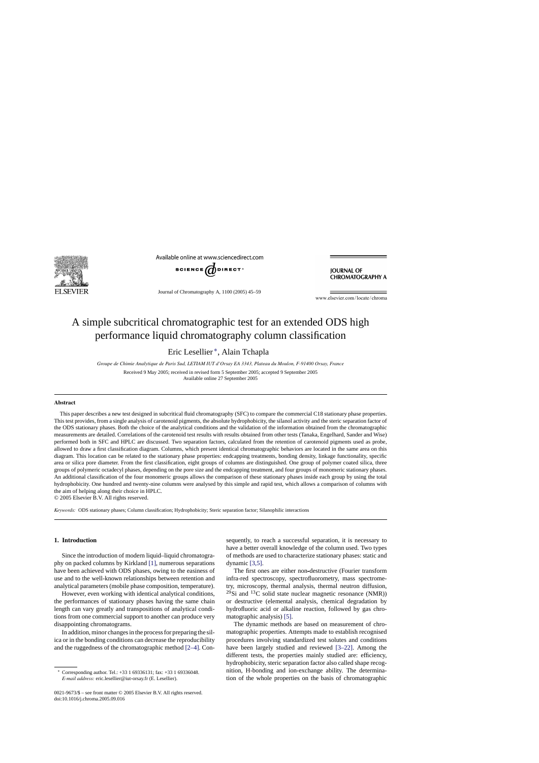# A simple subcritical chromatographic test for an extended ODS high performance liquid chromatography column classification

Eric Lesellier*, Alain Tchapla

*Groupe de Chimie Analytique de Paris Sud, LETIAM IUT d'Orsay EA 3343, Plateau du Moulon, F-91400 Orsay, France*

Received 9 May 2005; received in revised form 5 September 2005; accepted 9 September 2005
Available online 27 September 2005

## Abstract

This paper describes a new test designed in subcritical fluid chromatography (SFC) to compare the commercial C18 stationary phase properties. This test provides, from a single analysis of carotenoid pigments, the absolute hydrophobicity, the silanol activity and the steric separation factor of the ODS stationary phases. Both the choice of the analytical conditions and the validation of the information obtained from the chromatographic measurements are detailed. Correlations of the carotenoid test results with results obtained from other tests (Tanaka, Engelhard, Sander and Wise) performed both in SFC and HPLC are discussed. Two separation factors, calculated from the retention of carotenoid pigments used as probe, allowed to draw a first classification diagram. Columns, which present identical chromatographic behaviors are located in the same area on this diagram. This location can be related to the stationary phase properties: endcapping treatments, bonding density, linkage functionality, specific area or silica pore diameter. From the first classification, eight groups of columns are distinguished. One group of polymer coated silica, three groups of polymeric octadecyl phases, depending on the pore size and the endcapping treatment, and four groups of monomeric stationary phases. An additional classification of the four monomeric groups allows the comparison of these stationary phases inside each group by using the total hydrophobicity. One hundred and twenty-nine columns were analysed by this simple and rapid test, which allows a comparison of columns with the aim of helping along their choice in HPLC.
© 2005 Elsevier B.V. All rights reserved.

*Keywords:* ODS stationary phases; Column classification; Hydrophobicity; Steric separation factor; Silanophilic interactions

## 1. Introduction

Since the introduction of modern liquid–liquid chromatography on packed columns by Kirkland [1], numerous separations have been achieved with ODS phases, owing to the easiness of use and to the well-known relationships between retention and analytical parameters (mobile phase composition, temperature).

However, even working with identical analytical conditions, the performances of stationary phases having the same chain length can vary greatly and transpositions of analytical conditions from one commercial support to another can produce very disappointing chromatograms.

In addition, minor changes in the process for preparing the silica or in the bonding conditions can decrease the reproducibility and the ruggedness of the chromatographic method [2–4]. Consequently, to reach a successful separation, it is necessary to have a better overall knowledge of the column used. Two types of methods are used to characterize stationary phases: static and dynamic [3,5].

The first ones are either non-destructive (Fourier transform infra-red spectroscopy, spectrofluorometry, mass spectrometry, microscopy, thermal analysis, thermal neutron diffusion, $^{29}$Si and $^{13}$C solid state nuclear magnetic resonance (NMR)) or destructive (elemental analysis, chemical degradation by hydrofluoric acid or alkaline reaction, followed by gas chromatographic analysis) [5].

The dynamic methods are based on measurement of chromatographic properties. Attempts made to establish recognised procedures involving standardized test solutes and conditions have been largely studied and reviewed [3–22]. Among the different tests, the properties mainly studied are: efficiency, hydrophobicity, steric separation factor also called shape recognition, H-bonding and ion-exchange ability. The determination of the whole properties on the basis of chromatographic

* Corresponding author. Tel.: +33 1 69336131; fax: +33 1 69336048.
*E-mail address:* eric.lesellier@iut-orsay.fr (E. Lesellier).

0021-9673/$ – see front matter © 2005 Elsevier B.V. All rights reserved.
doi:10.1016/j.chroma.2005.09.016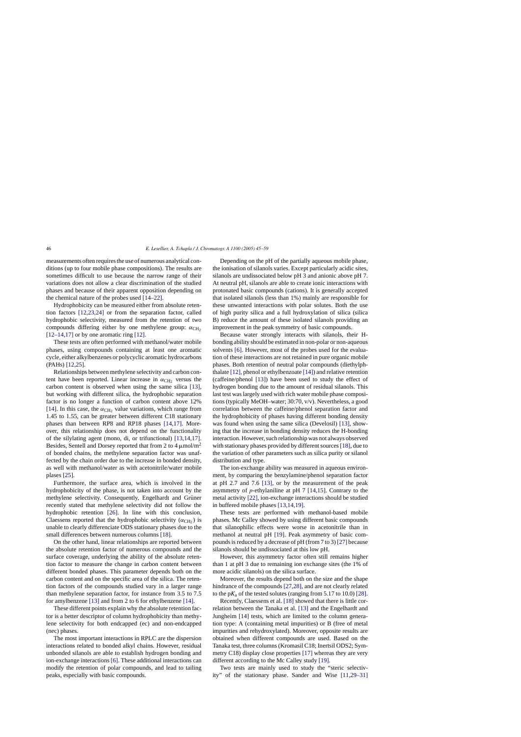measurements often requires the use of numerous analytical conditions (up to four mobile phase compositions). The results are sometimes difficult to use because the narrow range of their variations does not allow a clear discrimination of the studied phases and because of their apparent opposition depending on the chemical nature of the probes used [14–22].

Hydrophobicity can be measured either from absolute retention factors [12,23,24] or from the separation factor, called hydrophobic selectivity, measured from the retention of two compounds differing either by one methylene group: $\alpha_{CH_2}$ [12–14,17] or by one aromatic ring [12].

These tests are often performed with methanol/water mobile phases, using compounds containing at least one aromatic cycle, either alkylbenzenes or polycyclic aromatic hydrocarbons (PAHs) [12,25].

Relationships between methylene selectivity and carbon content have been reported. Linear increase in $\alpha_{CH_2}$ versus the carbon content is observed when using the same silica [13], but working with different silica, the hydrophobic separation factor is no longer a function of carbon content above 12% [14]. In this case, the $\alpha_{CH_2}$ value variations, which range from 1.45 to 1.55, can be greater between different C18 stationary phases than between RP8 and RP18 phases [14,17]. Moreover, this relationship does not depend on the functionality of the silylating agent (mono, di, or trifunctional) [13,14,17]. Besides, Sentell and Dorsey reported that from 2 to 4 μmol/m$^2$ of bonded chains, the methylene separation factor was unaffected by the chain order due to the increase in bonded density, as well with methanol/water as with acetonitrile/water mobile plases [25].

Furthermore, the surface area, which is involved in the hydrophobicity of the phase, is not taken into account by the methylene selectivity. Consequently, Engelhardt and Grüner recently stated that methylene selectivity did not follow the hydrophobic retention [26]. In line with this conclusion, Claessens reported that the hydrophobic selectivity ($\alpha_{CH_2}$) is unable to clearly differenciate ODS stationary phases due to the small differences between numerous columns [18].

On the other hand, linear relationships are reported between the absolute retention factor of numerous compounds and the surface coverage, underlying the ability of the absolute retention factor to measure the change in carbon content between different bonded phases. This parameter depends both on the carbon content and on the specific area of the silica. The retention factors of the compounds studied vary in a larger range than methylene separation factor, for instance from 3.5 to 7.5 for amylbenzene [13] and from 2 to 6 for ethylbenzene [14].

These different points explain why the absolute retention factor is a better descriptor of column hydrophobicity than methylene selectivity for both endcapped (ec) and non-endcapped (nec) phases.

The most important interactions in RPLC are the dispersion interactions related to bonded alkyl chains. However, residual unbonded silanols are able to establish hydrogen bonding and ion-exchange interactions [6]. These additional interactions can modify the retention of polar compounds, and lead to tailing peaks, especially with basic compounds.

Depending on the pH of the partially aqueous mobile phase, the ionisation of silanols varies. Except particularly acidic sites, silanols are undissociated below pH 3 and anionic above pH 7. At neutral pH, silanols are able to create ionic interactions with protonated basic compounds (cations). It is generally accepted that isolated silanols (less than 1%) mainly are responsible for these unwanted interactions with polar solutes. Both the use of high purity silica and a full hydroxylation of silica (silica B) reduce the amount of these isolated silanols providing an improvement in the peak symmetry of basic compounds.

Because water strongly interacts with silanols, their H-bonding ability should be estimated in non-polar or non-aqueous solvents [6]. However, most of the probes used for the evaluation of these interactions are not retained in pure organic mobile phases. Both retention of neutral polar compounds (diethylphthalate [12], phenol or ethylbenzoate [14]) and relative retention (caffeine/phenol [13]) have been used to study the effect of hydrogen bonding due to the amount of residual silanols. This last test was largely used with rich water mobile phase compositions (typically MeOH–water; 30:70, v/v). Nevertheless, a good correlation between the caffeine/phenol separation factor and the hydrophobicity of phases having different bonding density was found when using the same silica (Develosil) [13], showing that the increase in bonding density reduces the H-bonding interaction. However, such relationship was not always observed with stationary phases provided by different sources [18], due to the variation of other parameters such as silica purity or silanol distribution and type.

The ion-exchange ability was measured in aqueous environment, by comparing the benzylamine/phenol separation factor at pH 2.7 and 7.6 [13], or by the measurement of the peak asymmetry of *p*-ethylaniline at pH 7 [14,15]. Contrary to the metal activity [22], ion-exchange interactions should be studied in buffered mobile phases [13,14,19].

These tests are performed with methanol-based mobile phases. Mc Calley showed by using different basic compounds that silanophilic effects were worse in acetonitrile than in methanol at neutral pH [19]. Peak asymmetry of basic compounds is reduced by a decrease of pH (from 7 to 3) [27] because silanols should be undissociated at this low pH.

However, this asymmetry factor often still remains higher than 1 at pH 3 due to remaining ion exchange sites (the 1% of more acidic silanols) on the silica surface.

Moreover, the results depend both on the size and the shape hindrance of the compounds [27,28], and are not clearly related to the p$K_a$ of the tested solutes (ranging from 5.17 to 10.0) [28].

Recently, Claessens et al. [18] showed that there is little correlation between the Tanaka et al. [13] and the Engelhardt and Jungheim [14] tests, which are limited to the column generation type: A (containing metal impurities) or B (free of metal impurities and rehydroxylated). Moreover, opposite results are obtained when different compounds are used. Based on the Tanaka test, three columns (Kromasil C18; Inertsil ODS2; Symmetry C18) display close properties [17] whereas they are very different according to the Mc Calley study [19].

Two tests are mainly used to study the "steric selectivity" of the stationary phase. Sander and Wise [11,29–31]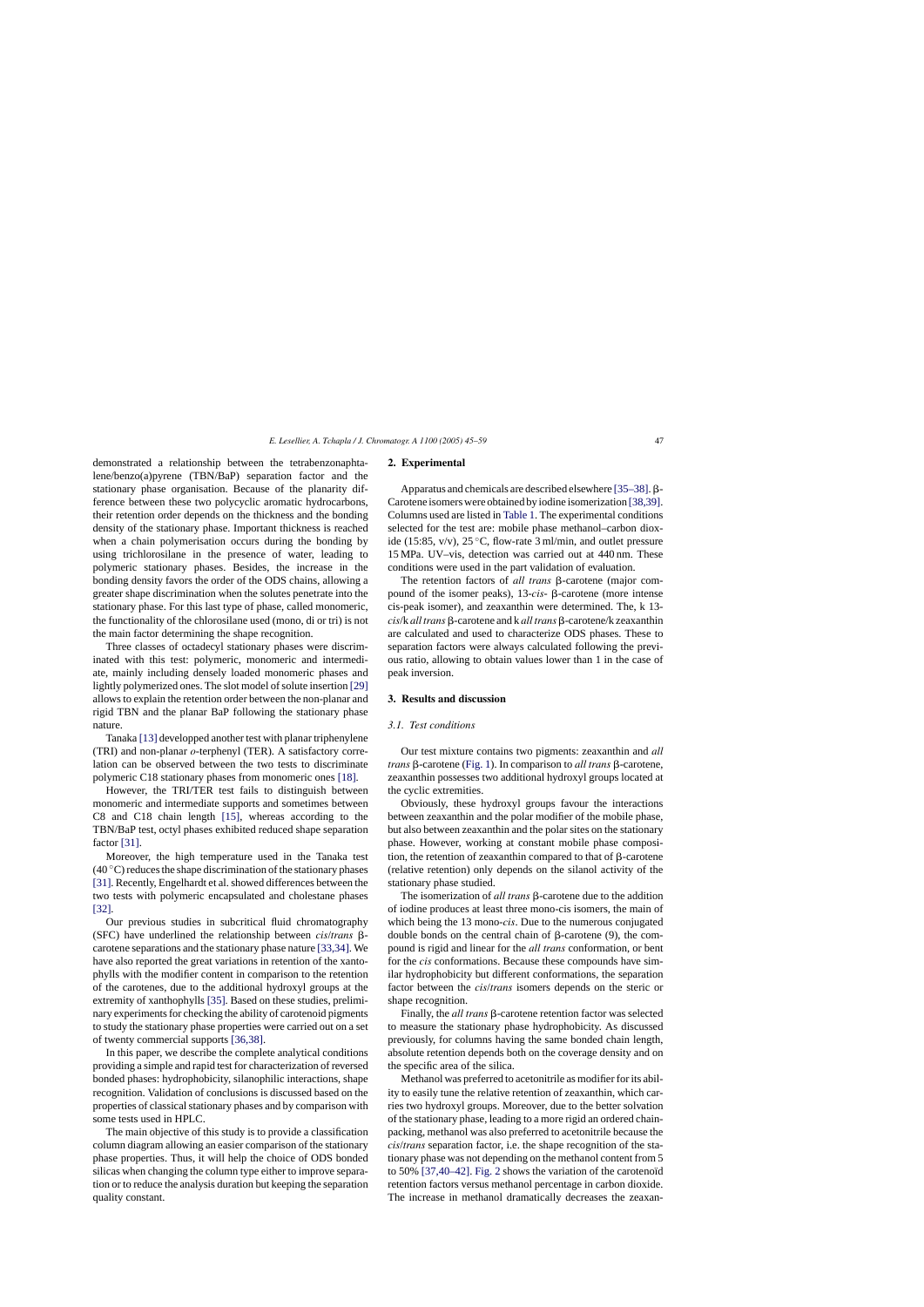demonstrated a relationship between the tetrabenzonaphtalene/benzo(a)pyrene (TBN/BaP) separation factor and the stationary phase organisation. Because of the planarity difference between these two polycyclic aromatic hydrocarbons, their retention order depends on the thickness and the bonding density of the stationary phase. Important thickness is reached when a chain polymerisation occurs during the bonding by using trichlorosilane in the presence of water, leading to polymeric stationary phases. Besides, the increase in the bonding density favors the order of the ODS chains, allowing a greater shape discrimination when the solutes penetrate into the stationary phase. For this last type of phase, called monomeric, the functionality of the chlorosilane used (mono, di or tri) is not the main factor determining the shape recognition.

Three classes of octadecyl stationary phases were discriminated with this test: polymeric, monomeric and intermediate, mainly including densely loaded monomeric phases and lightly polymerized ones. The slot model of solute insertion [29] allows to explain the retention order between the non-planar and rigid TBN and the planar BaP following the stationary phase nature.

Tanaka [13] developped another test with planar triphenylene (TRI) and non-planar *o*-terphenyl (TER). A satisfactory correlation can be observed between the two tests to discriminate polymeric C18 stationary phases from monomeric ones [18].

However, the TRI/TER test fails to distinguish between monomeric and intermediate supports and sometimes between C8 and C18 chain length [15], whereas according to the TBN/BaP test, octyl phases exhibited reduced shape separation factor [31].

Moreover, the high temperature used in the Tanaka test (40 °C) reduces the shape discrimination of the stationary phases [31]. Recently, Engelhardt et al. showed differences between the two tests with polymeric encapsulated and cholestane phases [32].

Our previous studies in subcritical fluid chromatography (SFC) have underlined the relationship between *cis*/*trans* β-carotene separations and the stationary phase nature [33,34]. We have also reported the great variations in retention of the xantophylls with the modifier content in comparison to the retention of the carotenes, due to the additional hydroxyl groups at the extremity of xanthophylls [35]. Based on these studies, preliminary experiments for checking the ability of carotenoid pigments to study the stationary phase properties were carried out on a set of twenty commercial supports [36,38].

In this paper, we describe the complete analytical conditions providing a simple and rapid test for characterization of reversed bonded phases: hydrophobicity, silanophilic interactions, shape recognition. Validation of conclusions is discussed based on the properties of classical stationary phases and by comparison with some tests used in HPLC.

The main objective of this study is to provide a classification column diagram allowing an easier comparison of the stationary phase properties. Thus, it will help the choice of ODS bonded silicas when changing the column type either to improve separation or to reduce the analysis duration but keeping the separation quality constant.

## 2. Experimental

Apparatus and chemicals are described elsewhere [35–38]. β-Carotene isomers were obtained by iodine isomerization [38,39]. Columns used are listed in Table 1. The experimental conditions selected for the test are: mobile phase methanol–carbon dioxide (15:85, v/v), 25 °C, flow-rate 3 ml/min, and outlet pressure 15 MPa. UV–vis, detection was carried out at 440 nm. These conditions were used in the part validation of evaluation.

The retention factors of *all trans* β-carotene (major compound of the isomer peaks), 13-*cis*- β-carotene (more intense cis-peak isomer), and zeaxanthin were determined. The, k 13-*cis*/k *all trans* β-carotene and k *all trans* β-carotene/k zeaxanthin are calculated and used to characterize ODS phases. These to separation factors were always calculated following the previous ratio, allowing to obtain values lower than 1 in the case of peak inversion.

## 3. Results and discussion

### 3.1. Test conditions

Our test mixture contains two pigments: zeaxanthin and *all trans* β-carotene (Fig. 1). In comparison to *all trans* β-carotene, zeaxanthin possesses two additional hydroxyl groups located at the cyclic extremities.

Obviously, these hydroxyl groups favour the interactions between zeaxanthin and the polar modifier of the mobile phase, but also between zeaxanthin and the polar sites on the stationary phase. However, working at constant mobile phase composition, the retention of zeaxanthin compared to that of β-carotene (relative retention) only depends on the silanol activity of the stationary phase studied.

The isomerization of *all trans* β-carotene due to the addition of iodine produces at least three mono-cis isomers, the main of which being the 13 mono-*cis*. Due to the numerous conjugated double bonds on the central chain of β-carotene (9), the compound is rigid and linear for the *all trans* conformation, or bent for the *cis* conformations. Because these compounds have similar hydrophobicity but different conformations, the separation factor between the *cis*/*trans* isomers depends on the steric or shape recognition.

Finally, the *all trans* β-carotene retention factor was selected to measure the stationary phase hydrophobicity. As discussed previously, for columns having the same bonded chain length, absolute retention depends both on the coverage density and on the specific area of the silica.

Methanol was preferred to acetonitrile as modifier for its ability to easily tune the relative retention of zeaxanthin, which carries two hydroxyl groups. Moreover, due to the better solvation of the stationary phase, leading to a more rigid an ordered chain-packing, methanol was also preferred to acetonitrile because the *cis*/*trans* separation factor, i.e. the shape recognition of the stationary phase was not depending on the methanol content from 5 to 50% [37,40–42]. Fig. 2 shows the variation of the carotenoïd retention factors versus methanol percentage in carbon dioxide. The increase in methanol dramatically decreases the zeaxan-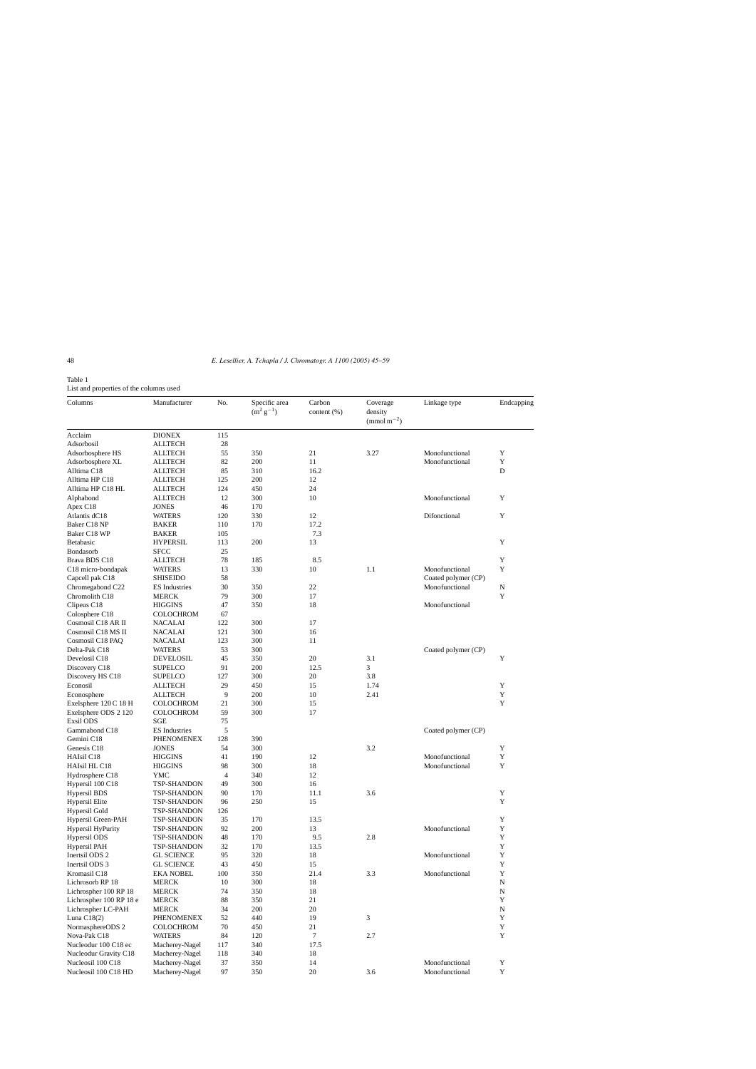Table 1
List and properties of the columns used

| Columns | Manufacturer | No. | Specific area ($m^2 g^{-1}$) | Carbon content (%) | Coverage density ($mmol\,m^{-2}$) | Linkage type | Endcapping |
|---|---|---|---|---|---|---|---|
| Acclaim | DIONEX | 115 | | | | | |
| Adsorbosil | ALLTECH | 28 | | | | | |
| Adsorbosphere HS | ALLTECH | 55 | 350 | 21 | 3.27 | Monofunctional | Y |
| Adsorbosphere XL | ALLTECH | 82 | 200 | 11 | | Monofunctional | Y |
| Alltima C18 | ALLTECH | 85 | 310 | 16.2 | | | D |
| Alltima HP C18 | ALLTECH | 125 | 200 | 12 | | | |
| Alltima HP C18 HL | ALLTECH | 124 | 450 | 24 | | | |
| Alphabond | ALLTECH | 12 | 300 | 10 | | Monofunctional | Y |
| Apex C18 | JONES | 46 | 170 | | | | |
| Atlantis dC18 | WATERS | 120 | 330 | 12 | | Difonctional | Y |
| Baker C18 NP | BAKER | 110 | 170 | 17.2 | | | |
| Baker C18 WP | BAKER | 105 | | 7.3 | | | |
| Betabasic | HYPERSIL | 113 | 200 | 13 | | | Y |
| Bondasorb | SFCC | 25 | | | | | |
| Brava BDS C18 | ALLTECH | 78 | 185 | 8.5 | | | Y |
| C18 micro-bondapak | WATERS | 13 | 330 | 10 | 1.1 | Monofunctional | Y |
| Capcell pak C18 | SHISEIDO | 58 | | | | Coated polymer (CP) | |
| Chromegabond C22 | ES Industries | 30 | 350 | 22 | | Monofunctional | N |
| Chromolith C18 | MERCK | 79 | 300 | 17 | | | Y |
| Clipeus C18 | HIGGINS | 47 | 350 | 18 | | Monofunctional | |
| Colosphere C18 | COLOCHROM | 67 | | | | | |
| Cosmosil C18 AR II | NACALAI | 122 | 300 | 17 | | | |
| Cosmosil C18 MS II | NACALAI | 121 | 300 | 16 | | | |
| Cosmosil C18 PAQ | NACALAI | 123 | 300 | 11 | | | |
| Delta-Pak C18 | WATERS | 53 | 300 | | | Coated polymer (CP) | |
| Develosil C18 | DEVELOSIL | 45 | 350 | 20 | 3.1 | | Y |
| Discovery C18 | SUPELCO | 91 | 200 | 12.5 | 3 | | |
| Discovery HS C18 | SUPELCO | 127 | 300 | 20 | 3.8 | | |
| Econosil | ALLTECH | 29 | 450 | 15 | 1.74 | | Y |
| Econosphere | ALLTECH | 9 | 200 | 10 | 2.41 | | Y |
| Exelsphere 120 C 18 H | COLOCHROM | 21 | 300 | 15 | | | Y |
| Exelsphere ODS 2 120 | COLOCHROM | 59 | 300 | 17 | | | |
| Exsil ODS | SGE | 75 | | | | | |
| Gammabond C18 | ES Industries | 5 | | | | Coated polymer (CP) | |
| Gemini C18 | PHENOMENEX | 128 | 390 | | | | |
| Genesis C18 | JONES | 54 | 300 | | 3.2 | | Y |
| HAIsil C18 | HIGGINS | 41 | 190 | 12 | | Monofunctional | Y |
| HAIsil HL C18 | HIGGINS | 98 | 300 | 18 | | Monofunctional | Y |
| Hydrosphere C18 | YMC | 4 | 340 | 12 | | | Y |
| Hypersil 100 C18 | TSP-SHANDON | 49 | 300 | 16 | | | |
| Hypersil BDS | TSP-SHANDON | 90 | 170 | 11.1 | 3.6 | | Y |
| Hypersil Elite | TSP-SHANDON | 96 | 250 | 15 | | | Y |
| Hypersil Gold | TSP-SHANDON | 126 | | | | | |
| Hypersil Green-PAH | TSP-SHANDON | 35 | 170 | 13.5 | | | Y |
| Hypersil HyPurity | TSP-SHANDON | 92 | 200 | 13 | | Monofunctional | Y |
| Hypersil ODS | TSP-SHANDON | 48 | 170 | 9.5 | 2.8 | | Y |
| Hypersil PAH | TSP-SHANDON | 32 | 170 | 13.5 | | | Y |
| Inertsil ODS 2 | GL SCIENCE | 95 | 320 | 18 | | Monofunctional | Y |
| Inertsil ODS 3 | GL SCIENCE | 43 | 450 | 15 | | | Y |
| Kromasil C18 | EKA NOBEL | 100 | 350 | 21.4 | 3.3 | Monofunctional | Y |
| Lichrosorb RP 18 | MERCK | 10 | 300 | 18 | | | N |
| Lichrospher 100 RP 18 | MERCK | 74 | 350 | 18 | | | N |
| Lichrospher 100 RP 18 e | MERCK | 88 | 350 | 21 | | | Y |
| Lichrospher LC-PAH | MERCK | 34 | 200 | 20 | | | N |
| Luna C18(2) | PHENOMENEX | 52 | 440 | 19 | 3 | | Y |
| NormasphereODS 2 | COLOCHROM | 70 | 450 | 21 | | | Y |
| Nova-Pak C18 | WATERS | 84 | 120 | 7 | 2.7 | | Y |
| Nucleodur 100 C18 ec | Macherey-Nagel | 117 | 340 | 17.5 | | | |
| Nucleodur Gravity C18 | Macherey-Nagel | 118 | 340 | 18 | | | |
| Nucleosil 100 C18 | Macherey-Nagel | 37 | 350 | 14 | | Monofunctional | Y |
| Nucleosil 100 C18 HD | Macherey-Nagel | 97 | 350 | 20 | 3.6 | Monofunctional | Y |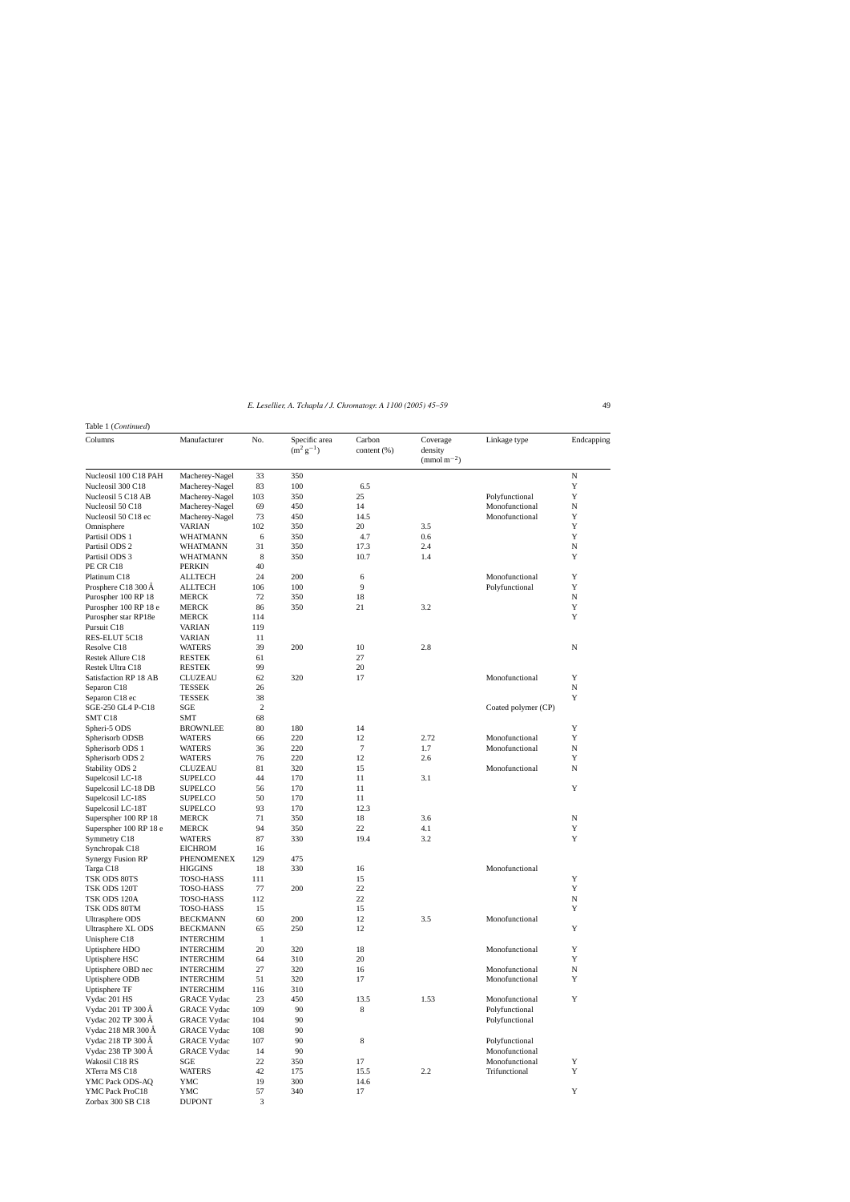Table 1 (*Continued*)

| Columns | Manufacturer | No. | Specific area ($m^2 g^{-1}$) | Carbon content (%) | Coverage density ($mmol\,m^{-2}$) | Linkage type | Endcapping |
|---|---|---|---|---|---|---|---|
| Nucleosil 100 C18 PAH | Macherey-Nagel | 33 | 350 | | | | N |
| Nucleosil 300 C18 | Macherey-Nagel | 83 | 100 | 6.5 | | | Y |
| Nucleosil 5 C18 AB | Macherey-Nagel | 103 | 350 | 25 | | Polyfunctional | Y |
| Nucleosil 50 C18 | Macherey-Nagel | 69 | 450 | 14 | | Monofunctional | N |
| Nucleosil 50 C18 ec | Macherey-Nagel | 73 | 450 | 14.5 | | Monofunctional | Y |
| Omnisphere | VARIAN | 102 | 350 | 20 | 3.5 | | Y |
| Partisil ODS 1 | WHATMANN | 6 | 350 | 4.7 | 0.6 | | Y |
| Partisil ODS 2 | WHATMANN | 31 | 350 | 17.3 | 2.4 | | N |
| Partisil ODS 3 | WHATMANN | 8 | 350 | 10.7 | 1.4 | | Y |
| PE CR C18 | PERKIN | 40 | | | | | |
| Platinum C18 | ALLTECH | 24 | 200 | 6 | | Monofunctional | Y |
| Prosphere C18 300 Å | ALLTECH | 106 | 100 | 9 | | Polyfunctional | Y |
| Purospher 100 RP 18 | MERCK | 72 | 350 | 18 | | | N |
| Purospher 100 RP 18 e | MERCK | 86 | 350 | 21 | 3.2 | | Y |
| Purospher star RP18e | MERCK | 114 | | | | | Y |
| Pursuit C18 | VARIAN | 119 | | | | | |
| RES-ELUT 5C18 | VARIAN | 11 | | | | | |
| Resolve C18 | WATERS | 39 | 200 | 10 | 2.8 | | N |
| Restek Allure C18 | RESTEK | 61 | | 27 | | | |
| Restek Ultra C18 | RESTEK | 99 | | 20 | | | |
| Satisfaction RP 18 AB | CLUZEAU | 62 | 320 | 17 | | Monofunctional | Y |
| Separon C18 | TESSEK | 26 | | | | | N |
| Separon C18 ec | TESSEK | 38 | | | | | Y |
| SGE-250 GL4 P-C18 | SGE | 2 | | | | Coated polymer (CP) | |
| SMT C18 | SMT | 68 | | | | | |
| Spheri-5 ODS | BROWNLEE | 80 | 180 | 14 | | | Y |
| Spherisorb ODSB | WATERS | 66 | 220 | 12 | 2.72 | Monofunctional | Y |
| Spherisorb ODS 1 | WATERS | 36 | 220 | 7 | 1.7 | Monofunctional | N |
| Spherisorb ODS 2 | WATERS | 76 | 220 | 12 | 2.6 | | Y |
| Stability ODS 2 | CLUZEAU | 81 | 320 | 15 | | Monofunctional | N |
| Supelcosil LC-18 | SUPELCO | 44 | 170 | 11 | 3.1 | | |
| Supelcosil LC-18 DB | SUPELCO | 56 | 170 | 11 | | | Y |
| Supelcosil LC-18S | SUPELCO | 50 | 170 | 11 | | | |
| Supelcosil LC-18T | SUPELCO | 93 | 170 | 12.3 | | | |
| Superspher 100 RP 18 | MERCK | 71 | 350 | 18 | 3.6 | | N |
| Superspher 100 RP 18 e | MERCK | 94 | 350 | 22 | 4.1 | | Y |
| Symmetry C18 | WATERS | 87 | 330 | 19.4 | 3.2 | | Y |
| Synchropak C18 | EICHROM | 16 | | | | | |
| Synergy Fusion RP | PHENOMENEX | 129 | 475 | | | | |
| Targa C18 | HIGGINS | 18 | 330 | 16 | | Monofunctional | |
| TSK ODS 80TS | TOSO-HASS | 111 | | 15 | | | Y |
| TSK ODS 120T | TOSO-HASS | 77 | 200 | 22 | | | Y |
| TSK ODS 120A | TOSO-HASS | 112 | | 22 | | | N |
| TSK ODS 80TM | TOSO-HASS | 15 | | 15 | | | Y |
| Ultrasphere ODS | BECKMANN | 60 | 200 | 12 | 3.5 | Monofunctional | |
| Ultrasphere XL ODS | BECKMANN | 65 | 250 | 12 | | | Y |
| Unisphere C18 | INTERCHIM | 1 | | | | | |
| Uptisphere HDO | INTERCHIM | 20 | 320 | 18 | | Monofunctional | Y |
| Uptisphere HSC | INTERCHIM | 64 | 310 | 20 | | | Y |
| Uptisphere OBD nec | INTERCHIM | 27 | 320 | 16 | | Monofunctional | N |
| Uptisphere ODB | INTERCHIM | 51 | 320 | 17 | | Monofunctional | Y |
| Uptisphere TF | INTERCHIM | 116 | 310 | | | | |
| Vydac 201 HS | GRACE Vydac | 23 | 450 | 13.5 | 1.53 | Monofunctional | Y |
| Vydac 201 TP 300 Å | GRACE Vydac | 109 | 90 | 8 | | Polyfunctional | |
| Vydac 202 TP 300 Å | GRACE Vydac | 104 | 90 | | | Polyfunctional | |
| Vydac 218 MR 300 Å | GRACE Vydac | 108 | 90 | | | | |
| Vydac 218 TP 300 Å | GRACE Vydac | 107 | 90 | 8 | | Polyfunctional | |
| Vydac 238 TP 300 Å | GRACE Vydac | 14 | 90 | | | Monofunctional | |
| Wakosil C18 RS | SGE | 22 | 350 | 17 | | Monofunctional | Y |
| XTerra MS C18 | WATERS | 42 | 175 | 15.5 | 2.2 | Trifunctional | Y |
| YMC Pack ODS-AQ | YMC | 19 | 300 | 14.6 | | | |
| YMC Pack ProC18 | YMC | 57 | 340 | 17 | | | Y |
| Zorbax 300 SB C18 | DUPONT | 3 | | | | | |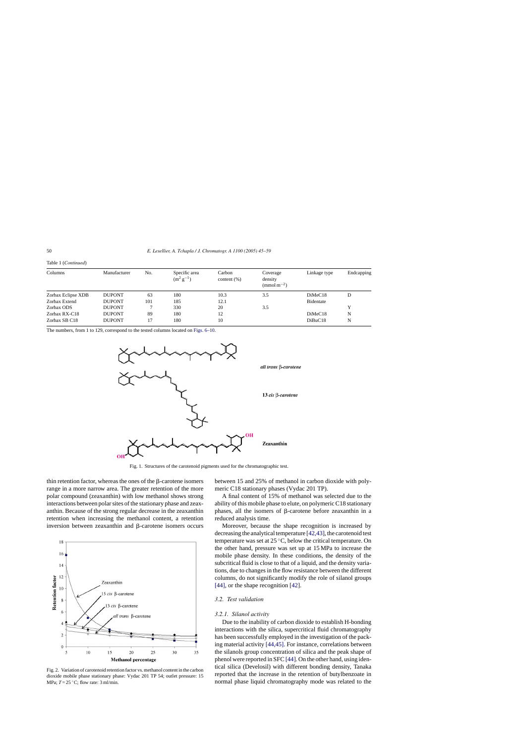Table 1 (*Continued*)

| Columns | Manufacturer | No. | Specific area ($m^2\,g^{-1}$) | Carbon content (%) | Coverage density ($mmol\,m^{-2}$) | Linkage type | Endcapping |
|---|---|---|---|---|---|---|---|
| Zorbax Eclipse XDB | DUPONT | 63 | 180 | 10.3 | 3.5 | DiMeC18 | D |
| Zorbax Extend | DUPONT | 101 | 185 | 12.1 | | Bidentate | |
| Zorbax ODS | DUPONT | 7 | 330 | 20 | 3.5 | | Y |
| Zorbax RX-C18 | DUPONT | 89 | 180 | 12 | | DiMeC18 | N |
| Zorbax SB C18 | DUPONT | 17 | 180 | 10 | | DiBuC18 | N |

The numbers, from 1 to 129, correspond to the tested columns located on Figs. 6–10.

Fig. 1. Structures of the carotenoid pigments used for the chromatographic test.

thin retention factor, whereas the ones of the β-carotene isomers range in a more narrow area. The greater retention of the more polar compound (zeaxanthin) with low methanol shows strong interactions between polar sites of the stationary phase and zeaxanthin. Because of the strong regular decrease in the zeaxanthin retention when increasing the methanol content, a retention inversion between zeaxanthin and β-carotene isomers occurs between 15 and 25% of methanol in carbon dioxide with polymeric C18 stationary phases (Vydac 201 TP).

Fig. 2. Variation of carotenoid retention factor vs. methanol content in the carbon dioxide mobile phase stationary phase: Vydac 201 TP 54; outlet pressure: 15 MPa; $T = 25\,^{\circ}C$; flow rate: 3 ml/min.

A final content of 15% of methanol was selected due to the ability of this mobile phase to elute, on polymeric C18 stationary phases, all the isomers of β-carotene before zeaxanthin in a reduced analysis time.

Moreover, because the shape recognition is increased by decreasing the analytical temperature [42,43], the carotenoid test temperature was set at 25 °C, below the critical temperature. On the other hand, pressure was set up at 15 MPa to increase the mobile phase density. In these conditions, the density of the subcritical fluid is close to that of a liquid, and the density variations, due to changes in the flow resistance between the different columns, do not significantly modify the role of silanol groups [44], or the shape recognition [42].

### 3.2. Test validation

#### 3.2.1. Silanol activity

Due to the inability of carbon dioxide to establish H-bonding interactions with the silica, supercritical fluid chromatography has been successfully employed in the investigation of the packing material activity [44,45]. For instance, correlations between the silanols group concentration of silica and the peak shape of phenol were reported in SFC [44]. On the other hand, using identical silica (Develosil) with different bonding density, Tanaka reported that the increase in the retention of butylbenzoate in normal phase liquid chromatography mode was related to the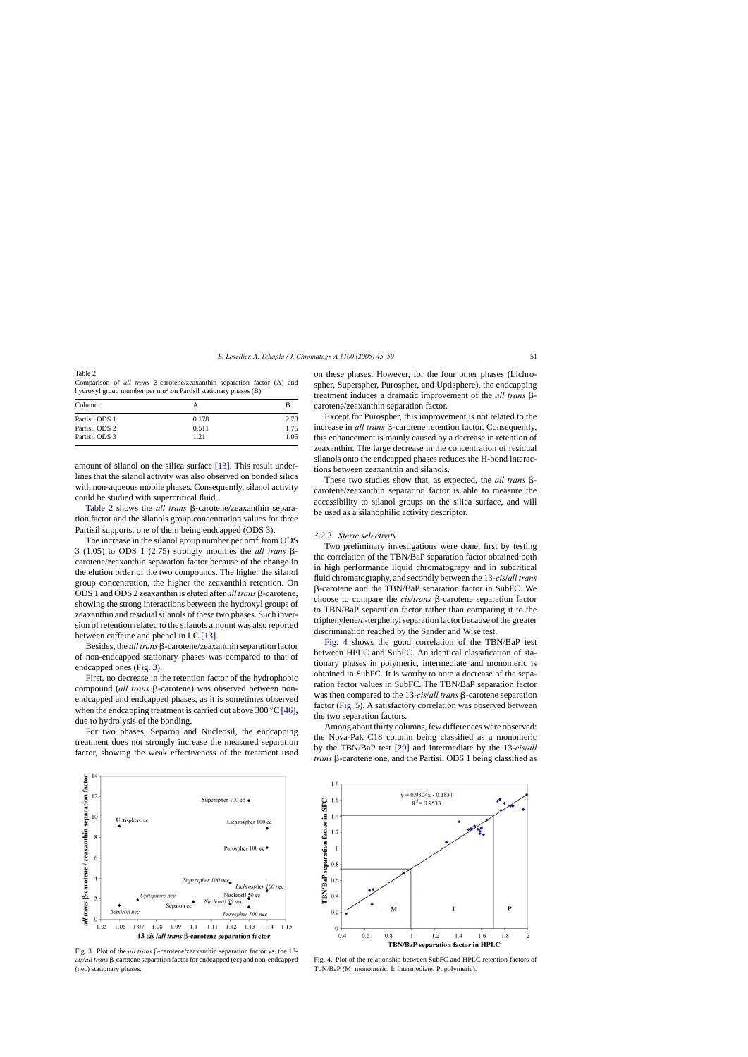Table 2
Comparison of *all trans* β-carotene/zeaxanthin separation factor (A) and hydroxyl group mumber per $nm^2$ on Partisil stationary phases (B)

| Column | A | B |
|---|---|---|
| Partisil ODS 1 | 0.178 | 2.73 |
| Partisil ODS 2 | 0.511 | 1.75 |
| Partisil ODS 3 | 1.21 | 1.05 |

amount of silanol on the silica surface [13]. This result underlines that the silanol activity was also observed on bonded silica with non-aqueous mobile phases. Consequently, silanol activity could be studied with supercritical fluid.

Table 2 shows the *all trans* β-carotene/zeaxanthin separation factor and the silanols group concentration values for three Partisil supports, one of them being endcapped (ODS 3).

The increase in the silanol group number per $nm^2$ from ODS 3 (1.05) to ODS 1 (2.75) strongly modifies the *all trans* β-carotene/zeaxanthin separation factor because of the change in the elution order of the two compounds. The higher the silanol group concentration, the higher the zeaxanthin retention. On ODS 1 and ODS 2 zeaxanthin is eluted after *all trans* β-carotene, showing the strong interactions between the hydroxyl groups of zeaxanthin and residual silanols of these two phases. Such inversion of retention related to the silanols amount was also reported between caffeine and phenol in LC [13].

Besides, the *all trans* β-carotene/zeaxanthin separation factor of non-endcapped stationary phases was compared to that of endcapped ones (Fig. 3).

First, no decrease in the retention factor of the hydrophobic compound (*all trans* β-carotene) was observed between non-endcapped and endcapped phases, as it is sometimes observed when the endcapping treatment is carried out above 300 °C [46], due to hydrolysis of the bonding.

For two phases, Separon and Nucleosil, the endcapping treatment does not strongly increase the measured separation factor, showing the weak effectiveness of the treatment used on these phases. However, for the four other phases (Lichrospher, Superspher, Purospher, and Uptisphere), the endcapping treatment induces a dramatic improvement of the *all trans* β-carotene/zeaxanthin separation factor.

Except for Purospher, this improvement is not related to the increase in *all trans* β-carotene retention factor. Consequently, this enhancement is mainly caused by a decrease in retention of zeaxanthin. The large decrease in the concentration of residual silanols onto the endcapped phases reduces the H-bond interactions between zeaxanthin and silanols.

These two studies show that, as expected, the *all trans* β-carotene/zeaxanthin separation factor is able to measure the accessibility to silanol groups on the silica surface, and will be used as a silanophilic activity descriptor.

### 3.2.2. Steric selectivity

Two preliminary investigations were done, first by testing the correlation of the TBN/BaP separation factor obtained both in high performance liquid chromatograpy and in subcritical fluid chromatography, and secondly between the 13-*cis*/*all trans* β-carotene and the TBN/BaP separation factor in SubFC. We choose to compare the *cis*/*trans* β-carotene separation factor to TBN/BaP separation factor rather than comparing it to the triphenylene/*o*-terphenyl separation factor because of the greater discrimination reached by the Sander and Wise test.

Fig. 4 shows the good correlation of the TBN/BaP test between HPLC and SubFC. An identical classification of stationary phases in polymeric, intermediate and monomeric is obtained in SubFC. It is worthy to note a decrease of the separation factor values in SubFC. The TBN/BaP separation factor was then compared to the 13-*cis*/*all trans* β-carotene separation factor (Fig. 5). A satisfactory correlation was observed between the two separation factors.

Among about thirty columns, few differences were observed: the Nova-Pak C18 column being classified as a monomeric by the TBN/BaP test [29] and intermediate by the 13-*cis*/*all trans* β-carotene one, and the Partisil ODS 1 being classified as

Fig. 3. Plot of the *all trans* β-carotene/zeaxanthin separation factor vs. the 13-*cis*/*all trans* β-carotene separation factor for endcapped (ec) and non-endcapped (nec) stationary phases.

Fig. 4. Plot of the relationship between SubFC and HPLC retention factors of TbN/BaP (M: monomeric; I: Intermediate; P: polymeric).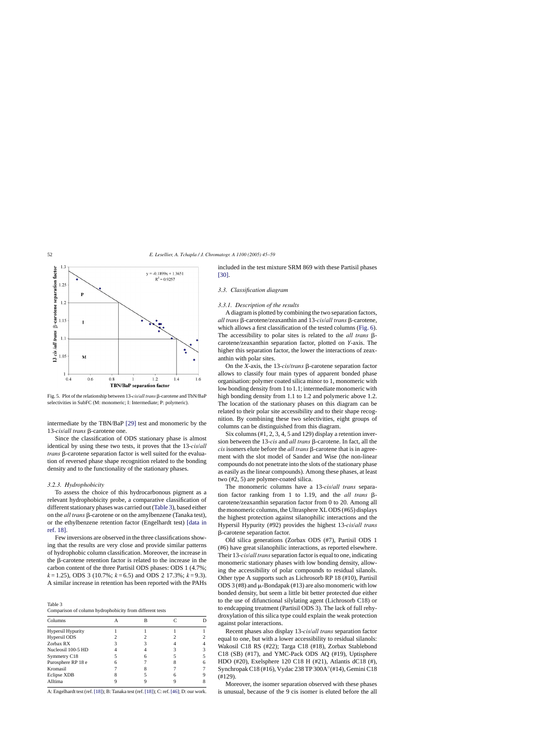Fig. 5. Plot of the relationship between 13-*cis*/*all trans* β-carotene and TbN/BaP selectivities in SubFC (M: monomeric; I: Intermediate; P: polymeric).

intermediate by the TBN/BaP [29] test and monomeric by the 13-*cis*/*all trans* β-carotene one.

Since the classification of ODS stationary phase is almost identical by using these two tests, it proves that the 13-*cis*/*all trans* β-carotene separation factor is well suited for the evaluation of reversed phase shape recognition related to the bonding density and to the functionality of the stationary phases.

#### 3.2.3. Hydrophobicity

To assess the choice of this hydrocarbonous pigment as a relevant hydrophobicity probe, a comparative classification of different stationary phases was carried out (Table 3), based either on the *all trans* β-carotene or on the amylbenzene (Tanaka test), or the ethylbenzene retention factor (Engelhardt test) [data in ref. 18].

Few inversions are observed in the three classifications showing that the results are very close and provide similar patterns of hydrophobic column classification. Moreover, the increase in the β-carotene retention factor is related to the increase in the carbon content of the three Partisil ODS phases: ODS 1 (4.7%; $k = 1.25$), ODS 3 (10.7%; $k = 6.5$) and ODS 2 17.3%; $k = 9.3$). A similar increase in retention has been reported with the PAHs included in the test mixture SRM 869 with these Partisil phases [30].

Table 3
Comparison of column hydrophobicity from different tests

| Columns | A | B | C | D |
|---|---|---|---|---|
| Hypersil Hypurity | 1 | 1 | 1 | 1 |
| Hypersil ODS | 2 | 2 | 2 | 2 |
| Zorbax RX | 3 | 3 | 4 | 4 |
| Nucleosil 100-5 HD | 4 | 4 | 3 | 3 |
| Symmetry C18 | 5 | 6 | 5 | 5 |
| Purosphere RP 18 e | 6 | 7 | 8 | 6 |
| Kromasil | 7 | 8 | 7 | 7 |
| Eclipse XDB | 8 | 5 | 6 | 9 |
| Alltima | 9 | 9 | 9 | 8 |

A: Engelhardt test (ref. [18]); B: Tanaka test (ref. [18]); C: ref. [46]; D: our work.

### 3.3. Classification diagram

#### 3.3.1. Description of the results

A diagram is plotted by combining the two separation factors, *all trans* β-carotene/zeaxanthin and 13-*cis*/*all trans* β-carotene, which allows a first classification of the tested columns (Fig. 6). The accessibility to polar sites is related to the *all trans* β-carotene/zeaxanthin separation factor, plotted on *Y*-axis. The higher this separation factor, the lower the interactions of zeaxanthin with polar sites.

On the *X*-axis, the 13-*cis*/*trans* β-carotene separation factor allows to classify four main types of apparent bonded phase organisation: polymer coated silica minor to 1, monomeric with low bonding density from 1 to 1.1; intermediate monomeric with high bonding density from 1.1 to 1.2 and polymeric above 1.2. The location of the stationary phases on this diagram can be related to their polar site accessibility and to their shape recognition. By combining these two selectivities, eight groups of columns can be distinguished from this diagram.

Six columns (#1, 2, 3, 4, 5 and 129) display a retention inversion between the 13-*cis* and *all trans* β-carotene. In fact, all the *cis* isomers elute before the *all trans* β-carotene that is in agreement with the slot model of Sander and Wise (the non-linear compounds do not penetrate into the slots of the stationary phase as easily as the linear compounds). Among these phases, at least two (#2, 5) are polymer-coated silica.

The monomeric columns have a 13-*cis*/*all trans* separation factor ranking from 1 to 1.19, and the *all trans* β-carotene/zeaxanthin separation factor from 0 to 20. Among all the monomeric columns, the Ultrasphere XL ODS (#65) displays the highest protection against silanophilic interactions and the Hypersil Hypurity (#92) provides the highest 13-*cis*/*all trans* β-carotene separation factor.

Old silica generations (Zorbax ODS (#7), Partisil ODS 1 (#6) have great silanophilic interactions, as reported elsewhere. Their 13-*cis*/*all trans* separation factor is equal to one, indicating monomeric stationary phases with low bonding density, allowing the accessibility of polar compounds to residual silanols. Other type A supports such as Lichrosorb RP 18 (#10), Partisil ODS 3 (#8) and μ-Bondapak (#13) are also monomeric with low bonded density, but seem a little bit better protected due either to the use of difunctional silylating agent (Lichrosorb C18) or to endcapping treatment (Partisil ODS 3). The lack of full rehydroxylation of this silica type could explain the weak protection against polar interactions.

Recent phases also display 13-*cis*/*all trans* separation factor equal to one, but with a lower accessibility to residual silanols: Wakosil C18 RS (#22); Targa C18 (#18), Zorbax Stablebond C18 (SB) (#17), and YMC-Pack ODS AQ (#19), Uptisphere HDO (#20), Exelsphere 120 C18 H (#21), Atlantis dC18 (#), Synchropak C18 (#16), Vydac 238 TP 300A°(#14), Gemini C18 (#129).

Moreover, the isomer separation observed with these phases is unusual, because of the 9 cis isomer is eluted before the all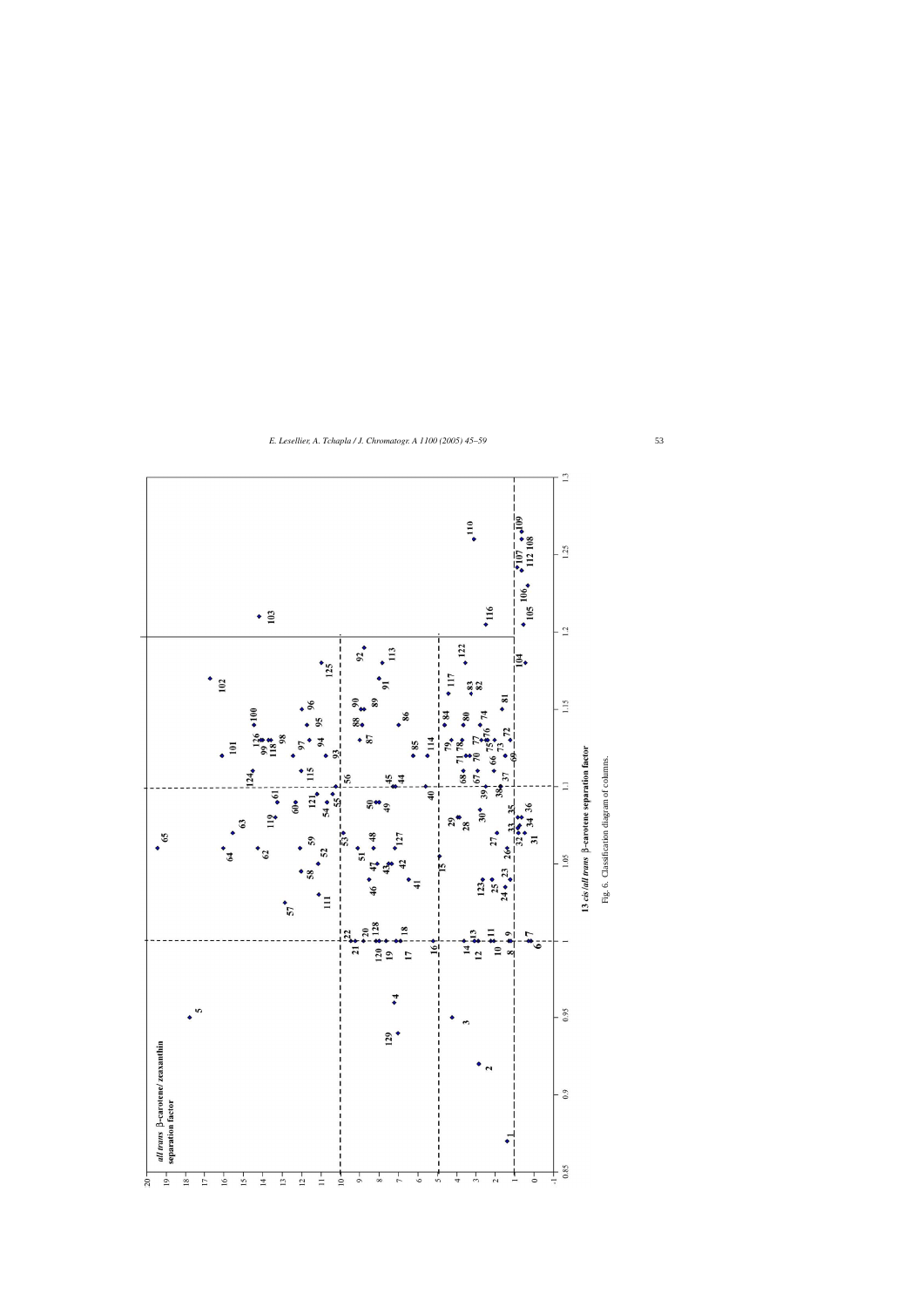Fig. 6. Classification diagram of columns.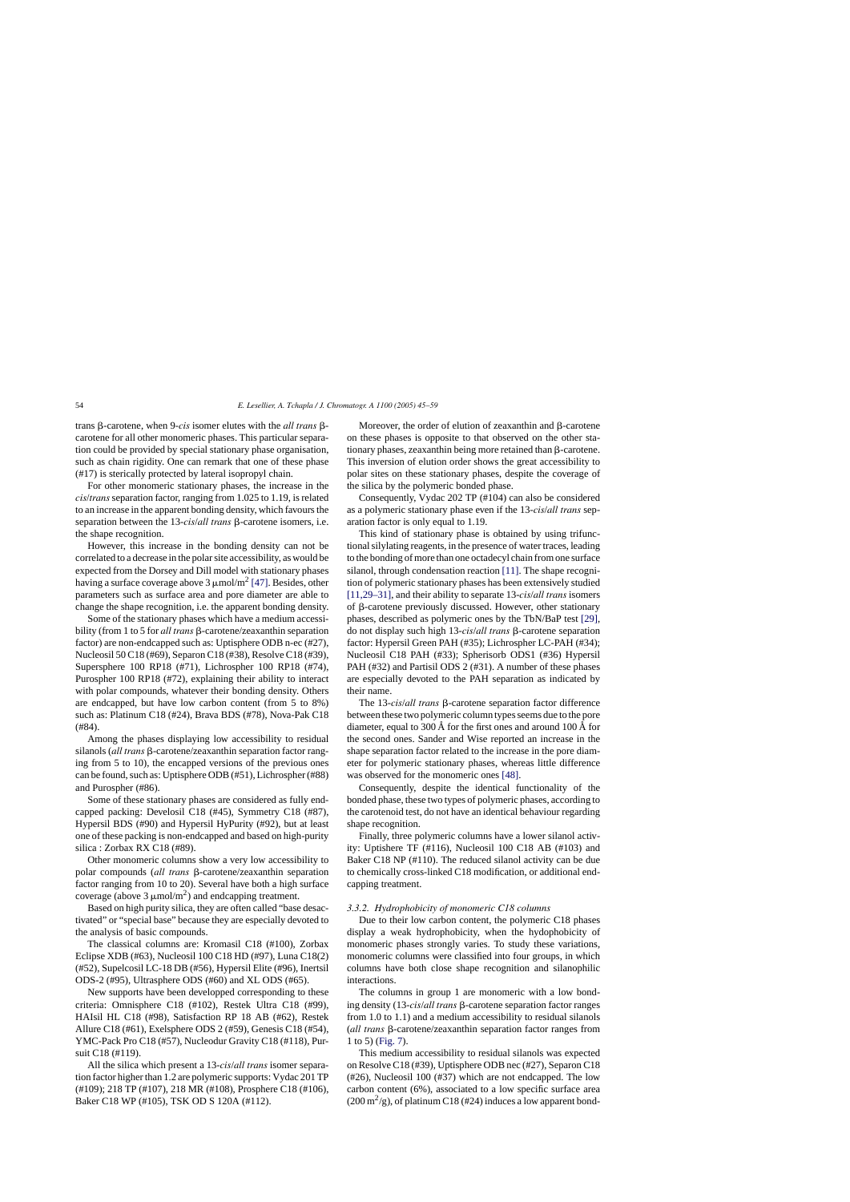trans β-carotene, when 9-*cis* isomer elutes with the *all trans* β-carotene for all other monomeric phases. This particular separation could be provided by special stationary phase organisation, such as chain rigidity. One can remark that one of these phase (#17) is sterically protected by lateral isopropyl chain.

For other monomeric stationary phases, the increase in the *cis*/*trans* separation factor, ranging from 1.025 to 1.19, is related to an increase in the apparent bonding density, which favours the separation between the 13-*cis*/*all trans* β-carotene isomers, i.e. the shape recognition.

However, this increase in the bonding density can not be correlated to a decrease in the polar site accessibility, as would be expected from the Dorsey and Dill model with stationary phases having a surface coverage above 3 μmol/m$^2$ [47]. Besides, other parameters such as surface area and pore diameter are able to change the shape recognition, i.e. the apparent bonding density.

Some of the stationary phases which have a medium accessibility (from 1 to 5 for *all trans* β-carotene/zeaxanthin separation factor) are non-endcapped such as: Uptisphere ODB n-ec (#27), Nucleosil 50 C18 (#69), Separon C18 (#38), Resolve C18 (#39), Supersphere 100 RP18 (#71), Lichrospher 100 RP18 (#74), Purospher 100 RP18 (#72), explaining their ability to interact with polar compounds, whatever their bonding density. Others are endcapped, but have low carbon content (from 5 to 8%) such as: Platinum C18 (#24), Brava BDS (#78), Nova-Pak C18 (#84).

Among the phases displaying low accessibility to residual silanols (*all trans* β-carotene/zeaxanthin separation factor ranging from 5 to 10), the encapped versions of the previous ones can be found, such as: Uptisphere ODB (#51), Lichrospher (#88) and Purospher (#86).

Some of these stationary phases are considered as fully endcapped packing: Develosil C18 (#45), Symmetry C18 (#87), Hypersil BDS (#90) and Hypersil HyPurity (#92), but at least one of these packing is non-endcapped and based on high-purity silica : Zorbax RX C18 (#89).

Other monomeric columns show a very low accessibility to polar compounds (*all trans* β-carotene/zeaxanthin separation factor ranging from 10 to 20). Several have both a high surface coverage (above 3 μmol/m$^2$) and endcapping treatment.

Based on high purity silica, they are often called "base desactivated" or "special base" because they are especially devoted to the analysis of basic compounds.

The classical columns are: Kromasil C18 (#100), Zorbax Eclipse XDB (#63), Nucleosil 100 C18 HD (#97), Luna C18(2) (#52), Supelcosil LC-18 DB (#56), Hypersil Elite (#96), Inertsil ODS-2 (#95), Ultrasphere ODS (#60) and XL ODS (#65).

New supports have been developped corresponding to these criteria: Omnisphere C18 (#102), Restek Ultra C18 (#99), HAIsil HL C18 (#98), Satisfaction RP 18 AB (#62), Restek Allure C18 (#61), Exelsphere ODS 2 (#59), Genesis C18 (#54), YMC-Pack Pro C18 (#57), Nucleodur Gravity C18 (#118), Pursuit C18 (#119).

All the silica which present a 13-*cis*/*all trans* isomer separation factor higher than 1.2 are polymeric supports: Vydac 201 TP (#109); 218 TP (#107), 218 MR (#108), Prosphere C18 (#106), Baker C18 WP (#105), TSK OD S 120A (#112).

Moreover, the order of elution of zeaxanthin and β-carotene on these phases is opposite to that observed on the other stationary phases, zeaxanthin being more retained than β-carotene. This inversion of elution order shows the great accessibility to polar sites on these stationary phases, despite the coverage of the silica by the polymeric bonded phase.

Consequently, Vydac 202 TP (#104) can also be considered as a polymeric stationary phase even if the 13-*cis*/*all trans* separation factor is only equal to 1.19.

This kind of stationary phase is obtained by using trifunctional silylating reagents, in the presence of water traces, leading to the bonding of more than one octadecyl chain from one surface silanol, through condensation reaction [11]. The shape recognition of polymeric stationary phases has been extensively studied [11,29–31], and their ability to separate 13-*cis*/*all trans* isomers of β-carotene previously discussed. However, other stationary phases, described as polymeric ones by the TbN/BaP test [29], do not display such high 13-*cis*/*all trans* β-carotene separation factor: Hypersil Green PAH (#35); Lichrospher LC-PAH (#34); Nucleosil C18 PAH (#33); Spherisorb ODS1 (#36) Hypersil PAH (#32) and Partisil ODS 2 (#31). A number of these phases are especially devoted to the PAH separation as indicated by their name.

The 13-*cis*/*all trans* β-carotene separation factor difference between these two polymeric column types seems due to the pore diameter, equal to 300 Å for the first ones and around 100 Å for the second ones. Sander and Wise reported an increase in the shape separation factor related to the increase in the pore diameter for polymeric stationary phases, whereas little difference was observed for the monomeric ones [48].

Consequently, despite the identical functionality of the bonded phase, these two types of polymeric phases, according to the carotenoid test, do not have an identical behaviour regarding shape recognition.

Finally, three polymeric columns have a lower silanol activity: Uptishere TF (#116), Nucleosil 100 C18 AB (#103) and Baker C18 NP (#110). The reduced silanol activity can be due to chemically cross-linked C18 modification, or additional endcapping treatment.

### 3.3.2. Hydrophobicity of monomeric C18 columns

Due to their low carbon content, the polymeric C18 phases display a weak hydrophobicity, when the hydophobicity of monomeric phases strongly varies. To study these variations, monomeric columns were classified into four groups, in which columns have both close shape recognition and silanophilic interactions.

The columns in group 1 are monomeric with a low bonding density (13-*cis*/*all trans* β-carotene separation factor ranges from 1.0 to 1.1) and a medium accessibility to residual silanols (*all trans* β-carotene/zeaxanthin separation factor ranges from 1 to 5) (Fig. 7).

This medium accessibility to residual silanols was expected on Resolve C18 (#39), Uptisphere ODB nec (#27), Separon C18 (#26), Nucleosil 100 (#37) which are not endcapped. The low carbon content (6%), associated to a low specific surface area (200 m$^2$/g), of platinum C18 (#24) induces a low apparent bond-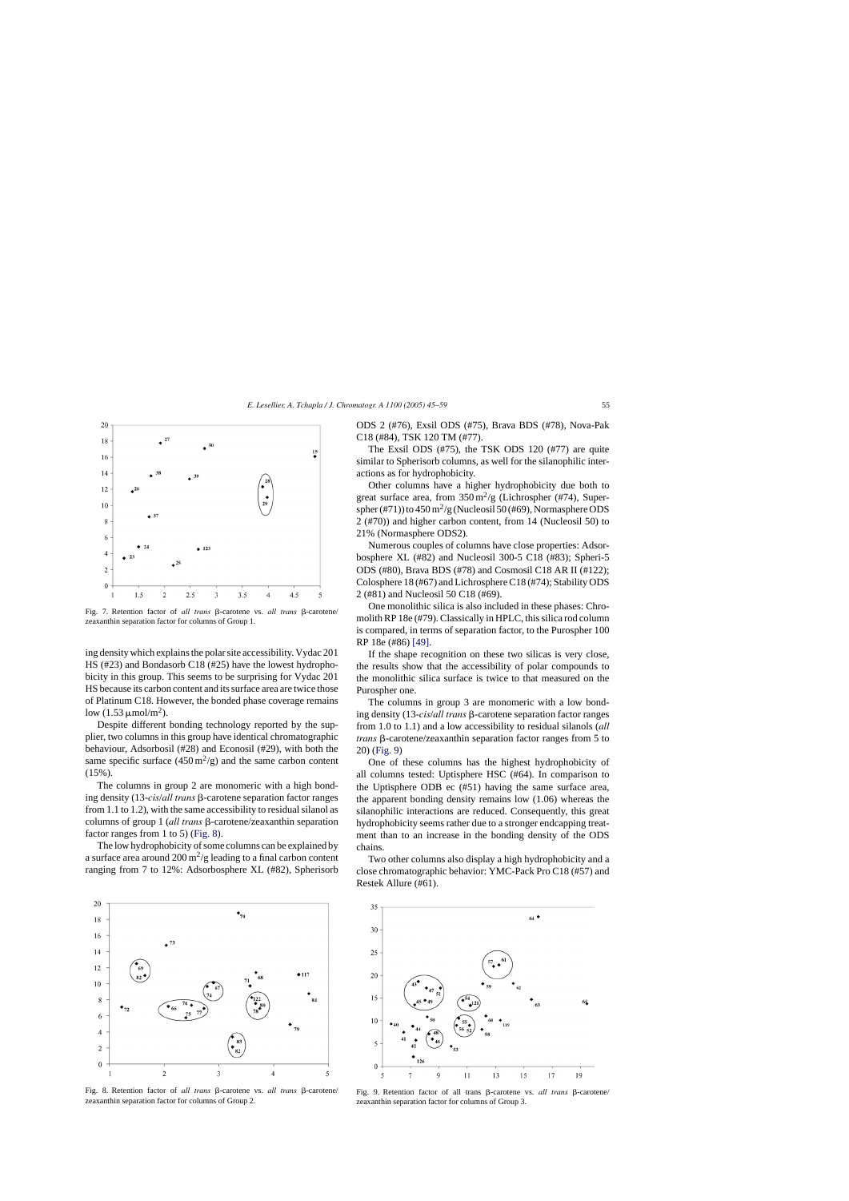Fig. 7. Retention factor of *all trans* β-carotene vs. *all trans* β-carotene/zeaxanthin separation factor for columns of Group 1.

ing density which explains the polar site accessibility. Vydac 201 HS (#23) and Bondasorb C18 (#25) have the lowest hydrophobicity in this group. This seems to be surprising for Vydac 201 HS because its carbon content and its surface area are twice those of Platinum C18. However, the bonded phase coverage remains low (1.53 μmol/m$^2$).

Despite different bonding technology reported by the supplier, two columns in this group have identical chromatographic behaviour, Adsorbosil (#28) and Econosil (#29), with both the same specific surface (450 m$^2$/g) and the same carbon content (15%).

The columns in group 2 are monomeric with a high bonding density (13-*cis*/*all trans* β-carotene separation factor ranges from 1.1 to 1.2), with the same accessibility to residual silanol as columns of group 1 (*all trans* β-carotene/zeaxanthin separation factor ranges from 1 to 5) (Fig. 8).

The low hydrophobicity of some columns can be explained by a surface area around 200 m$^2$/g leading to a final carbon content ranging from 7 to 12%: Adsorbosphere XL (#82), Spherisorb ODS 2 (#76), Exsil ODS (#75), Brava BDS (#78), Nova-Pak C18 (#84), TSK 120 TM (#77).

The Exsil ODS (#75), the TSK ODS 120 (#77) are quite similar to Spherisorb columns, as well for the silanophilic interactions as for hydrophobicity.

Other columns have a higher hydrophobicity due both to great surface area, from 350 m$^2$/g (Lichrospher (#74), Superspher (#71)) to 450 m$^2$/g (Nucleosil 50 (#69), Normasphere ODS 2 (#70)) and higher carbon content, from 14 (Nucleosil 50) to 21% (Normasphere ODS2).

Numerous couples of columns have close properties: Adsorbosphere XL (#82) and Nucleosil 300-5 C18 (#83); Spheri-5 ODS (#80), Brava BDS (#78) and Cosmosil C18 AR II (#122); Colosphere 18 (#67) and Lichrosphere C18 (#74); Stability ODS 2 (#81) and Nucleosil 50 C18 (#69).

One monolithic silica is also included in these phases: Chromolith RP 18e (#79). Classically in HPLC, this silica rod column is compared, in terms of separation factor, to the Purospher 100 RP 18e (#86) [49].

If the shape recognition on these two silicas is very close, the results show that the accessibility of polar compounds to the monolithic silica surface is twice to that measured on the Purospher one.

The columns in group 3 are monomeric with a low bonding density (13-*cis*/*all trans* β-carotene separation factor ranges from 1.0 to 1.1) and a low accessibility to residual silanols (*all trans* β-carotene/zeaxanthin separation factor ranges from 5 to 20) (Fig. 9)

One of these columns has the highest hydrophobicity of all columns tested: Uptisphere HSC (#64). In comparison to the Uptisphere ODB ec (#51) having the same surface area, the apparent bonding density remains low (1.06) whereas the silanophilic interactions are reduced. Consequently, this great hydrophobicity seems rather due to a stronger endcapping treatment than to an increase in the bonding density of the ODS chains.

Two other columns also display a high hydrophobicity and a close chromatographic behavior: YMC-Pack Pro C18 (#57) and Restek Allure (#61).

Fig. 8. Retention factor of *all trans* β-carotene vs. *all trans* β-carotene/zeaxanthin separation factor for columns of Group 2.

Fig. 9. Retention factor of all trans β-carotene vs. *all trans* β-carotene/zeaxanthin separation factor for columns of Group 3.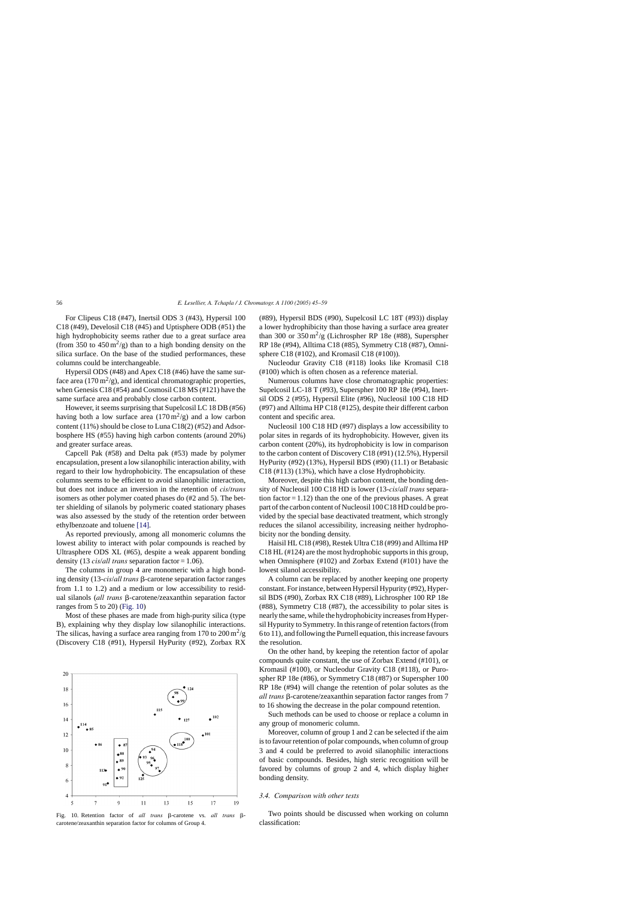For Clipeus C18 (#47), Inertsil ODS 3 (#43), Hypersil 100 C18 (#49), Develosil C18 (#45) and Uptisphere ODB (#51) the high hydrophobicity seems rather due to a great surface area (from 350 to 450 $m^2/g$) than to a high bonding density on the silica surface. On the base of the studied performances, these columns could be interchangeable.

Hypersil ODS (#48) and Apex C18 (#46) have the same surface area (170 $m^2/g$), and identical chromatographic properties, when Genesis C18 (#54) and Cosmosil C18 MS (#121) have the same surface area and probably close carbon content.

However, it seems surprising that Supelcosil LC 18 DB (#56) having both a low surface area (170 $m^2/g$) and a low carbon content (11%) should be close to Luna C18(2) (#52) and Adsorbosphere HS (#55) having high carbon contents (around 20%) and greater surface areas.

Capcell Pak (#58) and Delta pak (#53) made by polymer encapsulation, present a low silanophilic interaction ability, with regard to their low hydrophobicity. The encapsulation of these columns seems to be efficient to avoid silanophilic interaction, but does not induce an inversion in the retention of *cis*/*trans* isomers as other polymer coated phases do (#2 and 5). The better shielding of silanols by polymeric coated stationary phases was also assessed by the study of the retention order between ethylbenzoate and toluene [14].

As reported previously, among all monomeric columns the lowest ability to interact with polar compounds is reached by Ultrasphere ODS XL (#65), despite a weak apparent bonding density (13 *cis*/*all trans* separation factor = 1.06).

The columns in group 4 are monomeric with a high bonding density (13-*cis*/*all trans* β-carotene separation factor ranges from 1.1 to 1.2) and a medium or low accessibility to residual silanols (*all trans* β-carotene/zeaxanthin separation factor ranges from 5 to 20) (Fig. 10)

Most of these phases are made from high-purity silica (type B), explaining why they display low silanophilic interactions. The silicas, having a surface area ranging from 170 to 200 $m^2/g$ (Discovery C18 (#91), Hypersil HyPurity (#92), Zorbax RX (#89), Hypersil BDS (#90), Supelcosil LC 18T (#93)) display a lower hydrophibicity than those having a surface area greater than 300 or 350 $m^2/g$ (Lichrospher RP 18e (#88), Superspher RP 18e (#94), Alltima C18 (#85), Symmetry C18 (#87), Omnisphere C18 (#102), and Kromasil C18 (#100)).

Fig. 10. Retention factor of *all trans* β-carotene vs. *all trans* β-carotene/zeaxanthin separation factor for columns of Group 4.

Nucleodur Gravity C18 (#118) looks like Kromasil C18 (#100) which is often chosen as a reference material.

Numerous columns have close chromatographic properties: Supelcosil LC-18 T (#93), Superspher 100 RP 18e (#94), Inertsil ODS 2 (#95), Hypersil Elite (#96), Nucleosil 100 C18 HD (#97) and Alltima HP C18 (#125), despite their different carbon content and specific area.

Nucleosil 100 C18 HD (#97) displays a low accessibility to polar sites in regards of its hydrophobicity. However, given its carbon content (20%), its hydrophobicity is low in comparison to the carbon content of Discovery C18 (#91) (12.5%), Hypersil HyPurity (#92) (13%), Hypersil BDS (#90) (11.1) or Betabasic C18 (#113) (13%), which have a close Hydrophobicity.

Moreover, despite this high carbon content, the bonding density of Nucleosil 100 C18 HD is lower (13-*cis*/*all trans* separation factor = 1.12) than the one of the previous phases. A great part of the carbon content of Nucleosil 100 C18 HD could be provided by the special base deactivated treatment, which strongly reduces the silanol accessibility, increasing neither hydrophobicity nor the bonding density.

Haisil HL C18 (#98), Restek Ultra C18 (#99) and Alltima HP C18 HL (#124) are the most hydrophobic supports in this group, when Omnisphere (#102) and Zorbax Extend (#101) have the lowest silanol accessibility.

A column can be replaced by another keeping one property constant. For instance, between Hypersil Hypurity (#92), Hypersil BDS (#90), Zorbax RX C18 (#89), Lichrospher 100 RP 18e (#88), Symmetry C18 (#87), the accessibility to polar sites is nearly the same, while the hydrophobicity increases from Hypersil Hypurity to Symmetry. In this range of retention factors (from 6 to 11), and following the Purnell equation, this increase favours the resolution.

On the other hand, by keeping the retention factor of apolar compounds quite constant, the use of Zorbax Extend (#101), or Kromasil (#100), or Nucleodur Gravity C18 (#118), or Purospher RP 18e (#86), or Symmetry C18 (#87) or Superspher 100 RP 18e (#94) will change the retention of polar solutes as the *all trans* β-carotene/zeaxanthin separation factor ranges from 7 to 16 showing the decrease in the polar compound retention.

Such methods can be used to choose or replace a column in any group of monomeric column.

Moreover, column of group 1 and 2 can be selected if the aim is to favour retention of polar compounds, when column of group 3 and 4 could be preferred to avoid silanophilic interactions of basic compounds. Besides, high steric recognition will be favored by columns of group 2 and 4, which display higher bonding density.

### 3.4. Comparison with other tests

Two points should be discussed when working on column classification: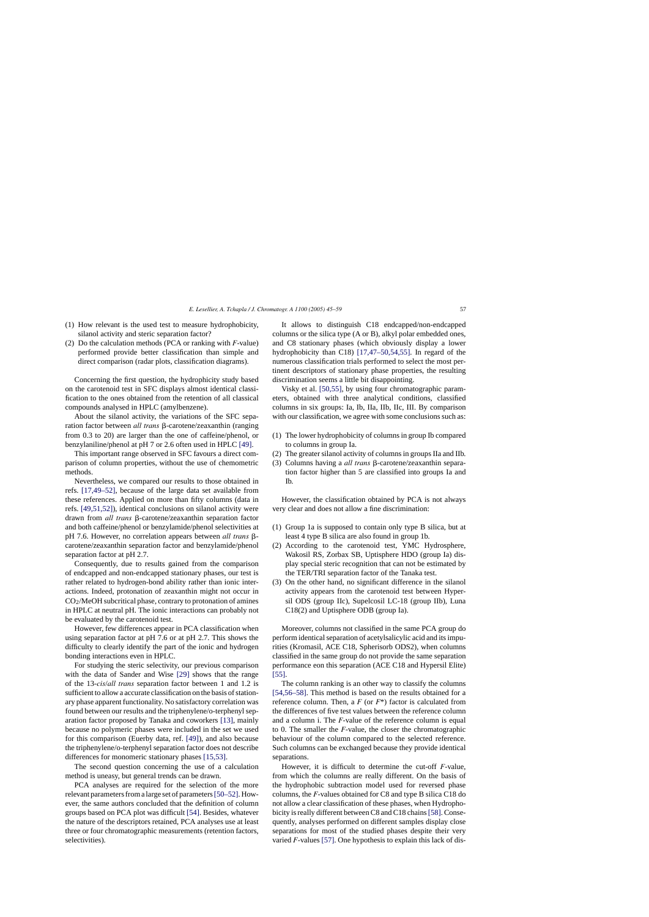(1) How relevant is the used test to measure hydrophobicity, silanol activity and steric separation factor?
(2) Do the calculation methods (PCA or ranking with *F*-value) performed provide better classification than simple and direct comparison (radar plots, classification diagrams).

Concerning the first question, the hydrophicity study based on the carotenoid test in SFC displays almost identical classification to the ones obtained from the retention of all classical compounds analysed in HPLC (amylbenzene).

About the silanol activity, the variations of the SFC separation factor between *all trans* β-carotene/zeaxanthin (ranging from 0.3 to 20) are larger than the one of caffeine/phenol, or benzylaniline/phenol at pH 7 or 2.6 often used in HPLC [49].

This important range observed in SFC favours a direct comparison of column properties, without the use of chemometric methods.

Nevertheless, we compared our results to those obtained in refs. [17,49–52], because of the large data set available from these references. Applied on more than fifty columns (data in refs. [49,51,52]), identical conclusions on silanol activity were drawn from *all trans* β-carotene/zeaxanthin separation factor and both caffeine/phenol or benzylamide/phenol selectivities at pH 7.6. However, no correlation appears between *all trans* β-carotene/zeaxanthin separation factor and benzylamide/phenol separation factor at pH 2.7.

Consequently, due to results gained from the comparison of endcapped and non-endcapped stationary phases, our test is rather related to hydrogen-bond ability rather than ionic interactions. Indeed, protonation of zeaxanthin might not occur in $CO_2$/MeOH subcritical phase, contrary to protonation of amines in HPLC at neutral pH. The ionic interactions can probably not be evaluated by the carotenoid test.

However, few differences appear in PCA classification when using separation factor at pH 7.6 or at pH 2.7. This shows the difficulty to clearly identify the part of the ionic and hydrogen bonding interactions even in HPLC.

For studying the steric selectivity, our previous comparison with the data of Sander and Wise [29] shows that the range of the 13-*cis*/*all trans* separation factor between 1 and 1.2 is sufficient to allow a accurate classification on the basis of stationary phase apparent functionality. No satisfactory correlation was found between our results and the triphenylene/o-terphenyl separation factor proposed by Tanaka and coworkers [13], mainly because no polymeric phases were included in the set we used for this comparison (Euerby data, ref. [49]), and also because the triphenylene/o-terphenyl separation factor does not describe differences for monomeric stationary phases [15,53].

The second question concerning the use of a calculation method is uneasy, but general trends can be drawn.

PCA analyses are required for the selection of the more relevant parameters from a large set of parameters [50–52]. However, the same authors concluded that the definition of column groups based on PCA plot was difficult [54]. Besides, whatever the nature of the descriptors retained, PCA analyses use at least three or four chromatographic measurements (retention factors, selectivities).

It allows to distinguish C18 endcapped/non-endcapped columns or the silica type (A or B), alkyl polar embedded ones, and C8 stationary phases (which obviously display a lower hydrophobicity than C18) [17,47–50,54,55]. In regard of the numerous classification trials performed to select the most pertinent descriptors of stationary phase properties, the resulting discrimination seems a little bit disappointing.

Visky et al. [50,55], by using four chromatographic parameters, obtained with three analytical conditions, classified columns in six groups: Ia, Ib, IIa, IIb, IIc, III. By comparison with our classification, we agree with some conclusions such as:

(1) The lower hydrophobicity of columns in group Ib compared to columns in group Ia.
(2) The greater silanol activity of columns in groups IIa and IIb.
(3) Columns having a *all trans* β-carotene/zeaxanthin separation factor higher than 5 are classified into groups Ia and Ib.

However, the classification obtained by PCA is not always very clear and does not allow a fine discrimination:

(1) Group 1a is supposed to contain only type B silica, but at least 4 type B silica are also found in group 1b.
(2) According to the carotenoid test, YMC Hydrosphere, Wakosil RS, Zorbax SB, Uptisphere HDO (group Ia) display special steric recognition that can not be estimated by the TER/TRI separation factor of the Tanaka test.
(3) On the other hand, no significant difference in the silanol activity appears from the carotenoid test between Hypersil ODS (group IIc), Supelcosil LC-18 (group IIb), Luna C18(2) and Uptisphere ODB (group Ia).

Moreover, columns not classified in the same PCA group do perform identical separation of acetylsalicylic acid and its impurities (Kromasil, ACE C18, Spherisorb ODS2), when columns classified in the same group do not provide the same separation performance eon this separation (ACE C18 and Hypersil Elite) [55].

The column ranking is an other way to classify the columns [54,56–58]. This method is based on the results obtained for a reference column. Then, a *F* (or *F*\*) factor is calculated from the differences of five test values between the reference column and a column i. The *F*-value of the reference column is equal to 0. The smaller the *F*-value, the closer the chromatographic behaviour of the column compared to the selected reference. Such columns can be exchanged because they provide identical separations.

However, it is difficult to determine the cut-off *F*-value, from which the columns are really different. On the basis of the hydrophobic subtraction model used for reversed phase columns, the *F*-values obtained for C8 and type B silica C18 do not allow a clear classification of these phases, when Hydrophobicity is really different between C8 and C18 chains [58]. Consequently, analyses performed on different samples display close separations for most of the studied phases despite their very varied *F*-values [57]. One hypothesis to explain this lack of dis-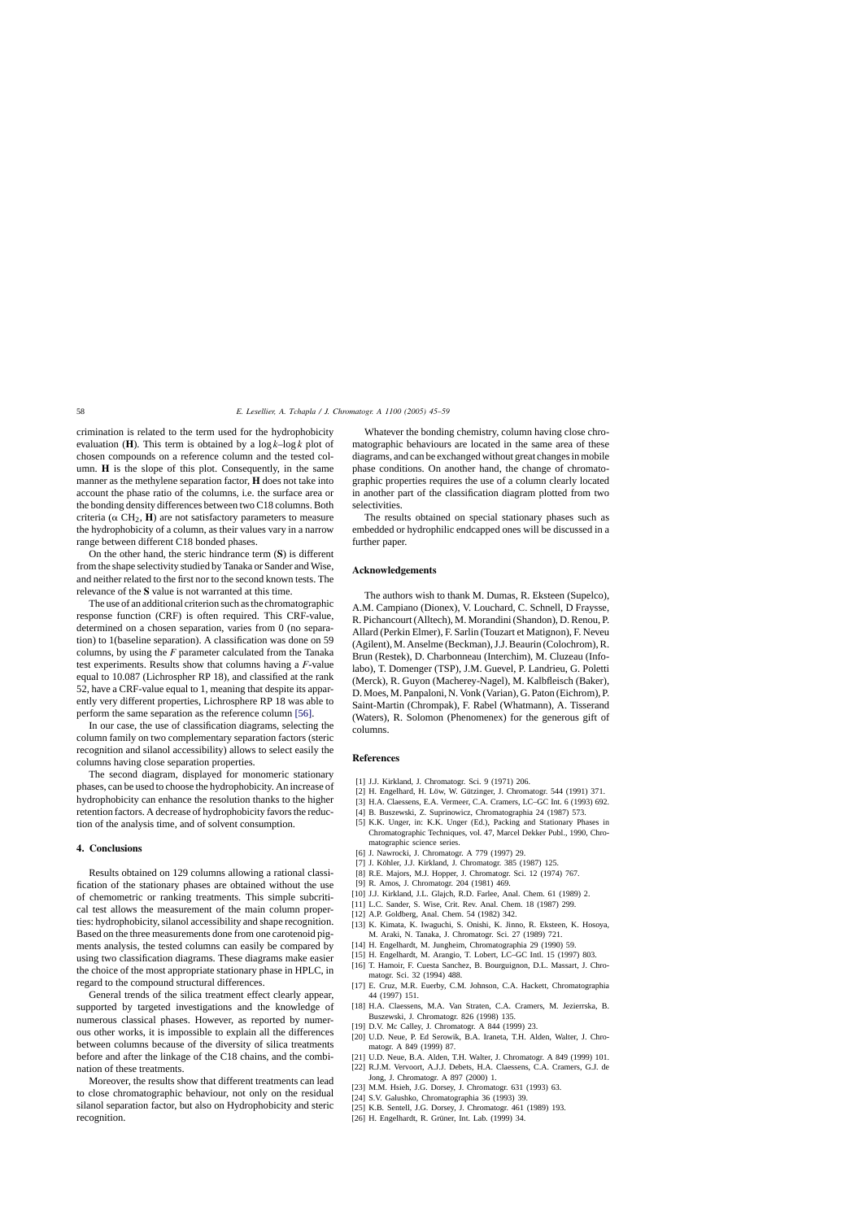crimination is related to the term used for the hydrophobicity evaluation (**H**). This term is obtained by a log *k*–log *k* plot of chosen compounds on a reference column and the tested column. **H** is the slope of this plot. Consequently, in the same manner as the methylene separation factor, **H** does not take into account the phase ratio of the columns, i.e. the surface area or the bonding density differences between two C18 columns. Both criteria ($\alpha$ $CH_2$, **H**) are not satisfactory parameters to measure the hydrophobicity of a column, as their values vary in a narrow range between different C18 bonded phases.

On the other hand, the steric hindrance term (**S**) is different from the shape selectivity studied by Tanaka or Sander and Wise, and neither related to the first nor to the second known tests. The relevance of the **S** value is not warranted at this time.

The use of an additional criterion such as the chromatographic response function (CRF) is often required. This CRF-value, determined on a chosen separation, varies from 0 (no separation) to 1(baseline separation). A classification was done on 59 columns, by using the *F* parameter calculated from the Tanaka test experiments. Results show that columns having a *F*-value equal to 10.087 (Lichrospher RP 18), and classified at the rank 52, have a CRF-value equal to 1, meaning that despite its apparently very different properties, Lichrosphere RP 18 was able to perform the same separation as the reference column [56].

In our case, the use of classification diagrams, selecting the column family on two complementary separation factors (steric recognition and silanol accessibility) allows to select easily the columns having close separation properties.

The second diagram, displayed for monomeric stationary phases, can be used to choose the hydrophobicity. An increase of hydrophobicity can enhance the resolution thanks to the higher retention factors. A decrease of hydrophobicity favors the reduction of the analysis time, and of solvent consumption.

## 4. Conclusions

Results obtained on 129 columns allowing a rational classification of the stationary phases are obtained without the use of chemometric or ranking treatments. This simple subcritical test allows the measurement of the main column properties: hydrophobicity, silanol accessibility and shape recognition. Based on the three measurements done from one carotenoid pigments analysis, the tested columns can easily be compared by using two classification diagrams. These diagrams make easier the choice of the most appropriate stationary phase in HPLC, in regard to the compound structural differences.

General trends of the silica treatment effect clearly appear, supported by targeted investigations and the knowledge of numerous classical phases. However, as reported by numerous other works, it is impossible to explain all the differences between columns because of the diversity of silica treatments before and after the linkage of the C18 chains, and the combination of these treatments.

Moreover, the results show that different treatments can lead to close chromatographic behaviour, not only on the residual silanol separation factor, but also on Hydrophobicity and steric recognition.

Whatever the bonding chemistry, column having close chromatographic behaviours are located in the same area of these diagrams, and can be exchanged without great changes in mobile phase conditions. On another hand, the change of chromatographic properties requires the use of a column clearly located in another part of the classification diagram plotted from two selectivities.

The results obtained on special stationary phases such as embedded or hydrophilic endcapped ones will be discussed in a further paper.

## Acknowledgements

The authors wish to thank M. Dumas, R. Eksteen (Supelco), A.M. Campiano (Dionex), V. Louchard, C. Schnell, D Fraysse, R. Pichancourt (Alltech), M. Morandini (Shandon), D. Renou, P. Allard (Perkin Elmer), F. Sarlin (Touzart et Matignon), F. Neveu (Agilent), M. Anselme (Beckman), J.J. Beaurin (Colochrom), R. Brun (Restek), D. Charbonneau (Interchim), M. Cluzeau (Infolabo), T. Domenger (TSP), J.M. Guevel, P. Landrieu, G. Poletti (Merck), R. Guyon (Macherey-Nagel), M. Kalbfleisch (Baker), D. Moes, M. Panpaloni, N. Vonk (Varian), G. Paton (Eichrom), P. Saint-Martin (Chrompak), F. Rabel (Whatmann), A. Tisserand (Waters), R. Solomon (Phenomenex) for the generous gift of columns.

## References

[1] J.J. Kirkland, J. Chromatogr. Sci. 9 (1971) 206.
[2] H. Engelhard, H. Löw, W. Gützinger, J. Chromatogr. 544 (1991) 371.
[3] H.A. Claessens, E.A. Vermeer, C.A. Cramers, LC–GC Int. 6 (1993) 692.
[4] B. Buszewski, Z. Suprinowicz, Chromatographia 24 (1987) 573.
[5] K.K. Unger, in: K.K. Unger (Ed.), Packing and Stationary Phases in Chromatographic Techniques, vol. 47, Marcel Dekker Publ., 1990, Chromatographic science series.
[6] J. Nawrocki, J. Chromatogr. A 779 (1997) 29.
[7] J. Köhler, J.J. Kirkland, J. Chromatogr. 385 (1987) 125.
[8] R.E. Majors, M.J. Hopper, J. Chromatogr. Sci. 12 (1974) 767.
[9] R. Amos, J. Chromatogr. 204 (1981) 469.
[10] J.J. Kirkland, J.L. Glajch, R.D. Farlee, Anal. Chem. 61 (1989) 2.
[11] L.C. Sander, S. Wise, Crit. Rev. Anal. Chem. 18 (1987) 299.
[12] A.P. Goldberg, Anal. Chem. 54 (1982) 342.
[13] K. Kimata, K. Iwaguchi, S. Onishi, K. Jinno, R. Eksteen, K. Hosoya, M. Araki, N. Tanaka, J. Chromatogr. Sci. 27 (1989) 721.
[14] H. Engelhardt, M. Jungheim, Chromatographia 29 (1990) 59.
[15] H. Engelhardt, M. Arangio, T. Lobert, LC–GC Intl. 15 (1997) 803.
[16] T. Hamoir, F. Cuesta Sanchez, B. Bourguignon, D.L. Massart, J. Chromatogr. Sci. 32 (1994) 488.
[17] E. Cruz, M.R. Euerby, C.M. Johnson, C.A. Hackett, Chromatographia 44 (1997) 151.
[18] H.A. Claessens, M.A. Van Straten, C.A. Cramers, M. Jezierrska, B. Buszewski, J. Chromatogr. 826 (1998) 135.
[19] D.V. Mc Calley, J. Chromatogr. A 844 (1999) 23.
[20] U.D. Neue, P. Ed Serowik, B.A. Iraneta, T.H. Alden, Walter, J. Chromatogr. A 849 (1999) 87.
[21] U.D. Neue, B.A. Alden, T.H. Walter, J. Chromatogr. A 849 (1999) 101.
[22] R.J.M. Vervoort, A.J.J. Debets, H.A. Claessens, C.A. Cramers, G.J. de Jong, J. Chromatogr. A 897 (2000) 1.
[23] M.M. Hsieh, J.G. Dorsey, J. Chromatogr. 631 (1993) 63.
[24] S.V. Galushko, Chromatographia 36 (1993) 39.
[25] K.B. Sentell, J.G. Dorsey, J. Chromatogr. 461 (1989) 193.
[26] H. Engelhardt, R. Grüner, Int. Lab. (1999) 34.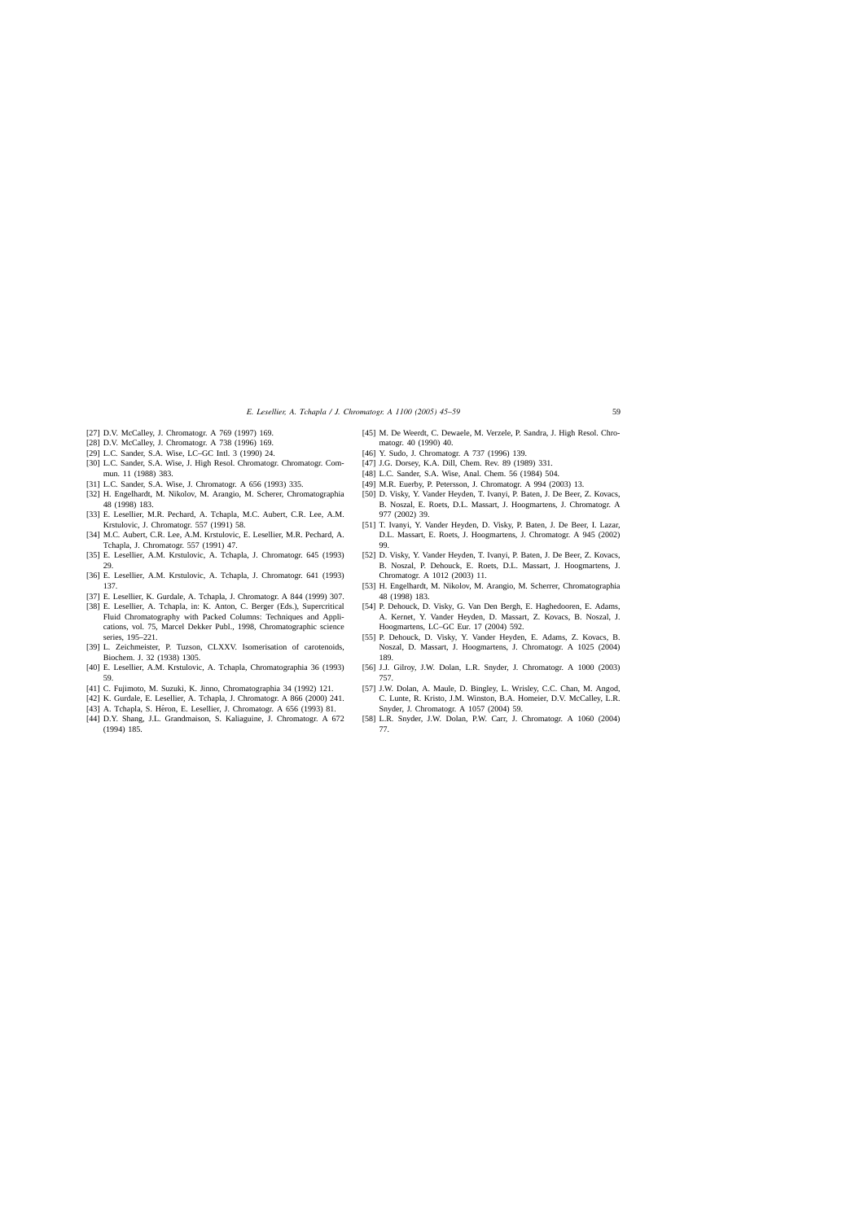[27] D.V. McCalley, J. Chromatogr. A 769 (1997) 169.
[28] D.V. McCalley, J. Chromatogr. A 738 (1996) 169.
[29] L.C. Sander, S.A. Wise, LC–GC Intl. 3 (1990) 24.
[30] L.C. Sander, S.A. Wise, J. High Resol. Chromatogr. Chromatogr. Commun. 11 (1988) 383.
[31] L.C. Sander, S.A. Wise, J. Chromatogr. A 656 (1993) 335.
[32] H. Engelhardt, M. Nikolov, M. Arangio, M. Scherer, Chromatographia 48 (1998) 183.
[33] E. Lesellier, M.R. Pechard, A. Tchapla, M.C. Aubert, C.R. Lee, A.M. Krstulovic, J. Chromatogr. 557 (1991) 58.
[34] M.C. Aubert, C.R. Lee, A.M. Krstulovic, E. Lesellier, M.R. Pechard, A. Tchapla, J. Chromatogr. 557 (1991) 47.
[35] E. Lesellier, A.M. Krstulovic, A. Tchapla, J. Chromatogr. 645 (1993) 29.
[36] E. Lesellier, A.M. Krstulovic, A. Tchapla, J. Chromatogr. 641 (1993) 137.
[37] E. Lesellier, K. Gurdale, A. Tchapla, J. Chromatogr. A 844 (1999) 307.
[38] E. Lesellier, A. Tchapla, in: K. Anton, C. Berger (Eds.), Supercritical Fluid Chromatography with Packed Columns: Techniques and Applications, vol. 75, Marcel Dekker Publ., 1998, Chromatographic science series, 195–221.
[39] L. Zeichmeister, P. Tuzson, CLXXV. Isomerisation of carotenoids, Biochem. J. 32 (1938) 1305.
[40] E. Lesellier, A.M. Krstulovic, A. Tchapla, Chromatographia 36 (1993) 59.
[41] C. Fujimoto, M. Suzuki, K. Jinno, Chromatographia 34 (1992) 121.
[42] K. Gurdale, E. Lesellier, A. Tchapla, J. Chromatogr. A 866 (2000) 241.
[43] A. Tchapla, S. Héron, E. Lesellier, J. Chromatogr. A 656 (1993) 81.
[44] D.Y. Shang, J.L. Grandmaison, S. Kaliaguine, J. Chromatogr. A 672 (1994) 185.
[45] M. De Weerdt, C. Dewaele, M. Verzele, P. Sandra, J. High Resol. Chromatogr. 40 (1990) 40.
[46] Y. Sudo, J. Chromatogr. A 737 (1996) 139.
[47] J.G. Dorsey, K.A. Dill, Chem. Rev. 89 (1989) 331.
[48] L.C. Sander, S.A. Wise, Anal. Chem. 56 (1984) 504.
[49] M.R. Euerby, P. Petersson, J. Chromatogr. A 994 (2003) 13.
[50] D. Visky, Y. Vander Heyden, T. Ivanyi, P. Baten, J. De Beer, Z. Kovacs, B. Noszal, E. Roets, D.L. Massart, J. Hoogmartens, J. Chromatogr. A 977 (2002) 39.
[51] T. Ivanyi, Y. Vander Heyden, D. Visky, P. Baten, J. De Beer, I. Lazar, D.L. Massart, E. Roets, J. Hoogmartens, J. Chromatogr. A 945 (2002) 99.
[52] D. Visky, Y. Vander Heyden, T. Ivanyi, P. Baten, J. De Beer, Z. Kovacs, B. Noszal, P. Dehouck, E. Roets, D.L. Massart, J. Hoogmartens, J. Chromatogr. A 1012 (2003) 11.
[53] H. Engelhardt, M. Nikolov, M. Arangio, M. Scherrer, Chromatographia 48 (1998) 183.
[54] P. Dehouck, D. Visky, G. Van Den Bergh, E. Haghedooren, E. Adams, A. Kernet, Y. Vander Heyden, D. Massart, Z. Kovacs, B. Noszal, J. Hoogmartens, LC–GC Eur. 17 (2004) 592.
[55] P. Dehouck, D. Visky, Y. Vander Heyden, E. Adams, Z. Kovacs, B. Noszal, D. Massart, J. Hoogmartens, J. Chromatogr. A 1025 (2004) 189.
[56] J.J. Gilroy, J.W. Dolan, L.R. Snyder, J. Chromatogr. A 1000 (2003) 757.
[57] J.W. Dolan, A. Maule, D. Bingley, L. Wrisley, C.C. Chan, M. Angod, C. Lunte, R. Kristo, J.M. Winston, B.A. Homeier, D.V. McCalley, L.R. Snyder, J. Chromatogr. A 1057 (2004) 59.
[58] L.R. Snyder, J.W. Dolan, P.W. Carr, J. Chromatogr. A 1060 (2004) 77.